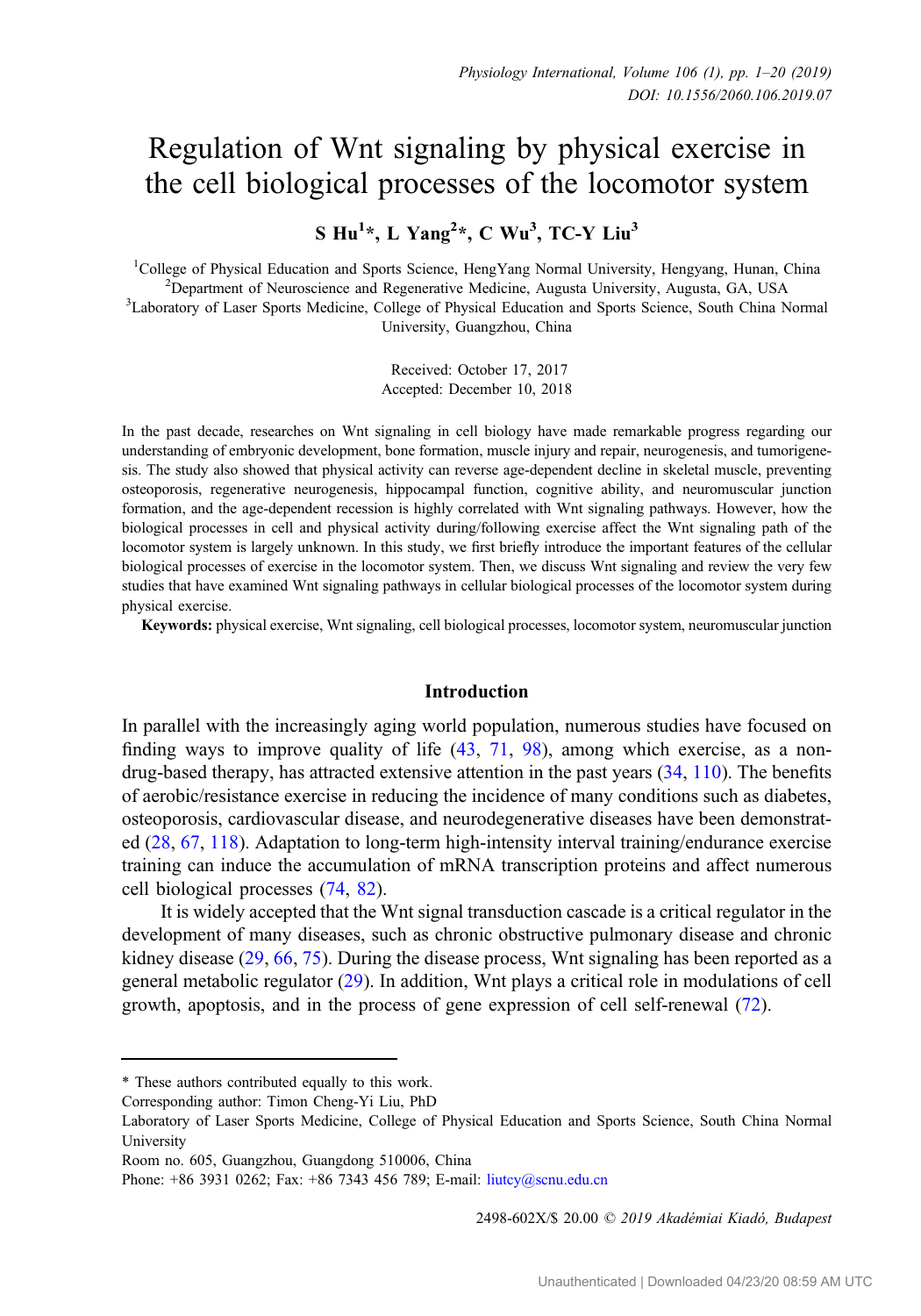# Regulation of Wnt signaling by physical exercise in the cell biological processes of the locomotor system

**S Hu[1]\*, L Yang[2]\*, C Wu[3], TC-Y Liu[3]**

[1]College of Physical Education and Sports Science, HengYang Normal University, Hengyang, Hunan, China
[2]Department of Neuroscience and Regenerative Medicine, Augusta University, Augusta, GA, USA
[3]Laboratory of Laser Sports Medicine, College of Physical Education and Sports Science, South China Normal University, Guangzhou, China

Received: October 17, 2017
Accepted: December 10, 2018

In the past decade, researches on Wnt signaling in cell biology have made remarkable progress regarding our understanding of embryonic development, bone formation, muscle injury and repair, neurogenesis, and tumorigenesis. The study also showed that physical activity can reverse age-dependent decline in skeletal muscle, preventing osteoporosis, regenerative neurogenesis, hippocampal function, cognitive ability, and neuromuscular junction formation, and the age-dependent recession is highly correlated with Wnt signaling pathways. However, how the biological processes in cell and physical activity during/following exercise affect the Wnt signaling path of the locomotor system is largely unknown. In this study, we first briefly introduce the important features of the cellular biological processes of exercise in the locomotor system. Then, we discuss Wnt signaling and review the very few studies that have examined Wnt signaling pathways in cellular biological processes of the locomotor system during physical exercise.

**Keywords:** physical exercise, Wnt signaling, cell biological processes, locomotor system, neuromuscular junction

## Introduction

In parallel with the increasingly aging world population, numerous studies have focused on finding ways to improve quality of life (43, 71, 98), among which exercise, as a non-drug-based therapy, has attracted extensive attention in the past years (34, 110). The benefits of aerobic/resistance exercise in reducing the incidence of many conditions such as diabetes, osteoporosis, cardiovascular disease, and neurodegenerative diseases have been demonstrated (28, 67, 118). Adaptation to long-term high-intensity interval training/endurance exercise training can induce the accumulation of mRNA transcription proteins and affect numerous cell biological processes (74, 82).

It is widely accepted that the Wnt signal transduction cascade is a critical regulator in the development of many diseases, such as chronic obstructive pulmonary disease and chronic kidney disease (29, 66, 75). During the disease process, Wnt signaling has been reported as a general metabolic regulator (29). In addition, Wnt plays a critical role in modulations of cell growth, apoptosis, and in the process of gene expression of cell self-renewal (72).

---

\* These authors contributed equally to this work.

Corresponding author: Timon Cheng-Yi Liu, PhD
Laboratory of Laser Sports Medicine, College of Physical Education and Sports Science, South China Normal University
Room no. 605, Guangzhou, Guangdong 510006, China
Phone: +86 3931 0262; Fax: +86 7343 456 789; E-mail: liutcy@scnu.edu.cn

2498-602X/$ 20.00 © 2019 Akadémiai Kiadó, Budapest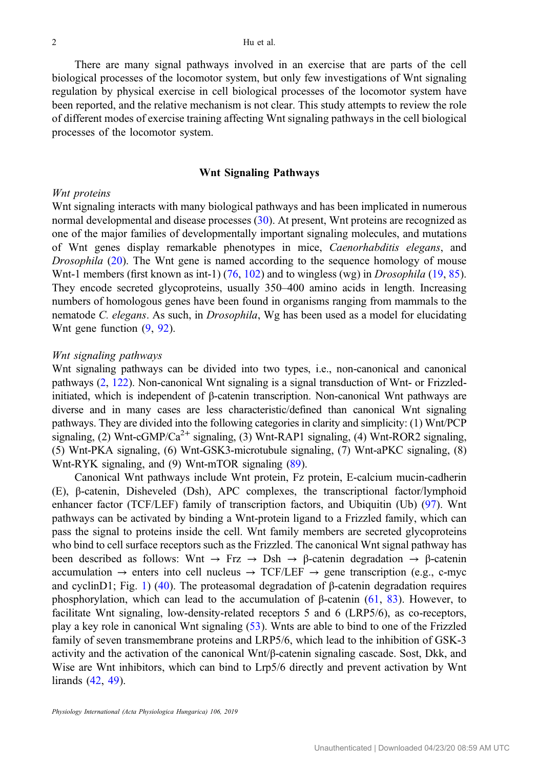There are many signal pathways involved in an exercise that are parts of the cell biological processes of the locomotor system, but only few investigations of Wnt signaling regulation by physical exercise in cell biological processes of the locomotor system have been reported, and the relative mechanism is not clear. This study attempts to review the role of different modes of exercise training affecting Wnt signaling pathways in the cell biological processes of the locomotor system.

## Wnt Signaling Pathways

### *Wnt proteins*

Wnt signaling interacts with many biological pathways and has been implicated in numerous normal developmental and disease processes (30). At present, Wnt proteins are recognized as one of the major families of developmentally important signaling molecules, and mutations of Wnt genes display remarkable phenotypes in mice, *Caenorhabditis elegans*, and *Drosophila* (20). The Wnt gene is named according to the sequence homology of mouse Wnt-1 members (first known as int-1) (76, 102) and to wingless (wg) in *Drosophila* (19, 85). They encode secreted glycoproteins, usually 350–400 amino acids in length. Increasing numbers of homologous genes have been found in organisms ranging from mammals to the nematode *C. elegans*. As such, in *Drosophila*, Wg has been used as a model for elucidating Wnt gene function (9, 92).

### *Wnt signaling pathways*

Wnt signaling pathways can be divided into two types, i.e., non-canonical and canonical pathways (2, 122). Non-canonical Wnt signaling is a signal transduction of Wnt- or Frizzled-initiated, which is independent of β-catenin transcription. Non-canonical Wnt pathways are diverse and in many cases are less characteristic/defined than canonical Wnt signaling pathways. They are divided into the following categories in clarity and simplicity: (1) Wnt/PCP signaling, (2) Wnt-cGMP/$Ca^{2+}$ signaling, (3) Wnt-RAP1 signaling, (4) Wnt-ROR2 signaling, (5) Wnt-PKA signaling, (6) Wnt-GSK3-microtubule signaling, (7) Wnt-aPKC signaling, (8) Wnt-RYK signaling, and (9) Wnt-mTOR signaling (89).

Canonical Wnt pathways include Wnt protein, Fz protein, E-calcium mucin-cadherin (E), β-catenin, Disheveled (Dsh), APC complexes, the transcriptional factor/lymphoid enhancer factor (TCF/LEF) family of transcription factors, and Ubiquitin (Ub) (97). Wnt pathways can be activated by binding a Wnt-protein ligand to a Frizzled family, which can pass the signal to proteins inside the cell. Wnt family members are secreted glycoproteins who bind to cell surface receptors such as the Frizzled. The canonical Wnt signal pathway has been described as follows: Wnt → Frz → Dsh → β-catenin degradation → β-catenin accumulation → enters into cell nucleus → TCF/LEF → gene transcription (e.g., c-myc and cyclinD1; Fig. 1) (40). The proteasomal degradation of β-catenin degradation requires phosphorylation, which can lead to the accumulation of β-catenin (61, 83). However, to facilitate Wnt signaling, low-density-related receptors 5 and 6 (LRP5/6), as co-receptors, play a key role in canonical Wnt signaling (53). Wnts are able to bind to one of the Frizzled family of seven transmembrane proteins and LRP5/6, which lead to the inhibition of GSK-3 activity and the activation of the canonical Wnt/β-catenin signaling cascade. Sost, Dkk, and Wise are Wnt inhibitors, which can bind to Lrp5/6 directly and prevent activation by Wnt lirands (42, 49).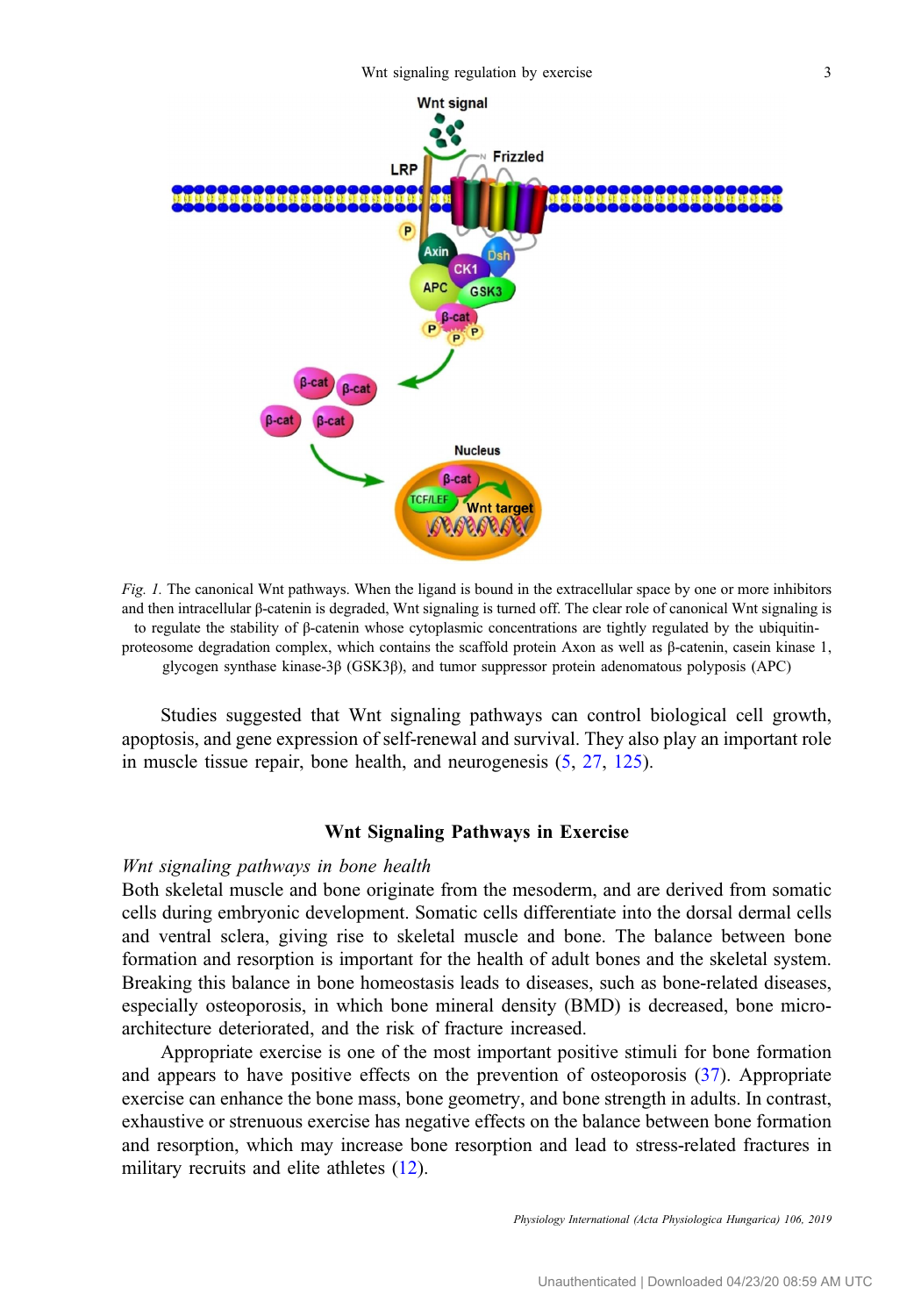*Fig. 1.* The canonical Wnt pathways. When the ligand is bound in the extracellular space by one or more inhibitors and then intracellular β-catenin is degraded, Wnt signaling is turned off. The clear role of canonical Wnt signaling is to regulate the stability of β-catenin whose cytoplasmic concentrations are tightly regulated by the ubiquitin-proteosome degradation complex, which contains the scaffold protein Axon as well as β-catenin, casein kinase 1, glycogen synthase kinase-3β (GSK3β), and tumor suppressor protein adenomatous polyposis (APC)

Studies suggested that Wnt signaling pathways can control biological cell growth, apoptosis, and gene expression of self-renewal and survival. They also play an important role in muscle tissue repair, bone health, and neurogenesis (5, 27, 125).

## Wnt Signaling Pathways in Exercise

### *Wnt signaling pathways in bone health*

Both skeletal muscle and bone originate from the mesoderm, and are derived from somatic cells during embryonic development. Somatic cells differentiate into the dorsal dermal cells and ventral sclera, giving rise to skeletal muscle and bone. The balance between bone formation and resorption is important for the health of adult bones and the skeletal system. Breaking this balance in bone homeostasis leads to diseases, such as bone-related diseases, especially osteoporosis, in which bone mineral density (BMD) is decreased, bone micro-architecture deteriorated, and the risk of fracture increased.

Appropriate exercise is one of the most important positive stimuli for bone formation and appears to have positive effects on the prevention of osteoporosis (37). Appropriate exercise can enhance the bone mass, bone geometry, and bone strength in adults. In contrast, exhaustive or strenuous exercise has negative effects on the balance between bone formation and resorption, which may increase bone resorption and lead to stress-related fractures in military recruits and elite athletes (12).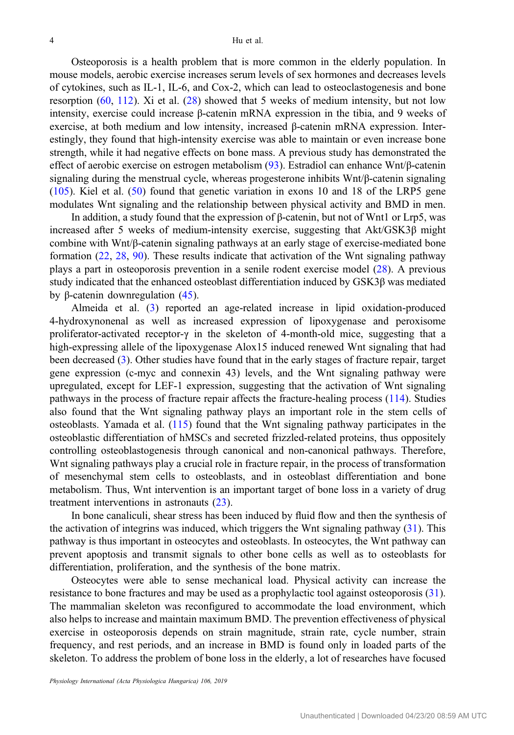Osteoporosis is a health problem that is more common in the elderly population. In mouse models, aerobic exercise increases serum levels of sex hormones and decreases levels of cytokines, such as IL-1, IL-6, and Cox-2, which can lead to osteoclastogenesis and bone resorption (60, 112). Xi et al. (28) showed that 5 weeks of medium intensity, but not low intensity, exercise could increase β-catenin mRNA expression in the tibia, and 9 weeks of exercise, at both medium and low intensity, increased β-catenin mRNA expression. Interestingly, they found that high-intensity exercise was able to maintain or even increase bone strength, while it had negative effects on bone mass. A previous study has demonstrated the effect of aerobic exercise on estrogen metabolism (93). Estradiol can enhance Wnt/β-catenin signaling during the menstrual cycle, whereas progesterone inhibits Wnt/β-catenin signaling (105). Kiel et al. (50) found that genetic variation in exons 10 and 18 of the LRP5 gene modulates Wnt signaling and the relationship between physical activity and BMD in men.

In addition, a study found that the expression of β-catenin, but not of Wnt1 or Lrp5, was increased after 5 weeks of medium-intensity exercise, suggesting that Akt/GSK3β might combine with Wnt/β-catenin signaling pathways at an early stage of exercise-mediated bone formation (22, 28, 90). These results indicate that activation of the Wnt signaling pathway plays a part in osteoporosis prevention in a senile rodent exercise model (28). A previous study indicated that the enhanced osteoblast differentiation induced by GSK3β was mediated by β-catenin downregulation (45).

Almeida et al. (3) reported an age-related increase in lipid oxidation-produced 4-hydroxynonenal as well as increased expression of lipoxygenase and peroxisome proliferator-activated receptor-γ in the skeleton of 4-month-old mice, suggesting that a high-expressing allele of the lipoxygenase Alox15 induced renewed Wnt signaling that had been decreased (3). Other studies have found that in the early stages of fracture repair, target gene expression (c-myc and connexin 43) levels, and the Wnt signaling pathway were upregulated, except for LEF-1 expression, suggesting that the activation of Wnt signaling pathways in the process of fracture repair affects the fracture-healing process (114). Studies also found that the Wnt signaling pathway plays an important role in the stem cells of osteoblasts. Yamada et al. (115) found that the Wnt signaling pathway participates in the osteoblastic differentiation of hMSCs and secreted frizzled-related proteins, thus oppositely controlling osteoblastogenesis through canonical and non-canonical pathways. Therefore, Wnt signaling pathways play a crucial role in fracture repair, in the process of transformation of mesenchymal stem cells to osteoblasts, and in osteoblast differentiation and bone metabolism. Thus, Wnt intervention is an important target of bone loss in a variety of drug treatment interventions in astronauts (23).

In bone canaliculi, shear stress has been induced by fluid flow and then the synthesis of the activation of integrins was induced, which triggers the Wnt signaling pathway (31). This pathway is thus important in osteocytes and osteoblasts. In osteocytes, the Wnt pathway can prevent apoptosis and transmit signals to other bone cells as well as to osteoblasts for differentiation, proliferation, and the synthesis of the bone matrix.

Osteocytes were able to sense mechanical load. Physical activity can increase the resistance to bone fractures and may be used as a prophylactic tool against osteoporosis (31). The mammalian skeleton was reconfigured to accommodate the load environment, which also helps to increase and maintain maximum BMD. The prevention effectiveness of physical exercise in osteoporosis depends on strain magnitude, strain rate, cycle number, strain frequency, and rest periods, and an increase in BMD is found only in loaded parts of the skeleton. To address the problem of bone loss in the elderly, a lot of researches have focused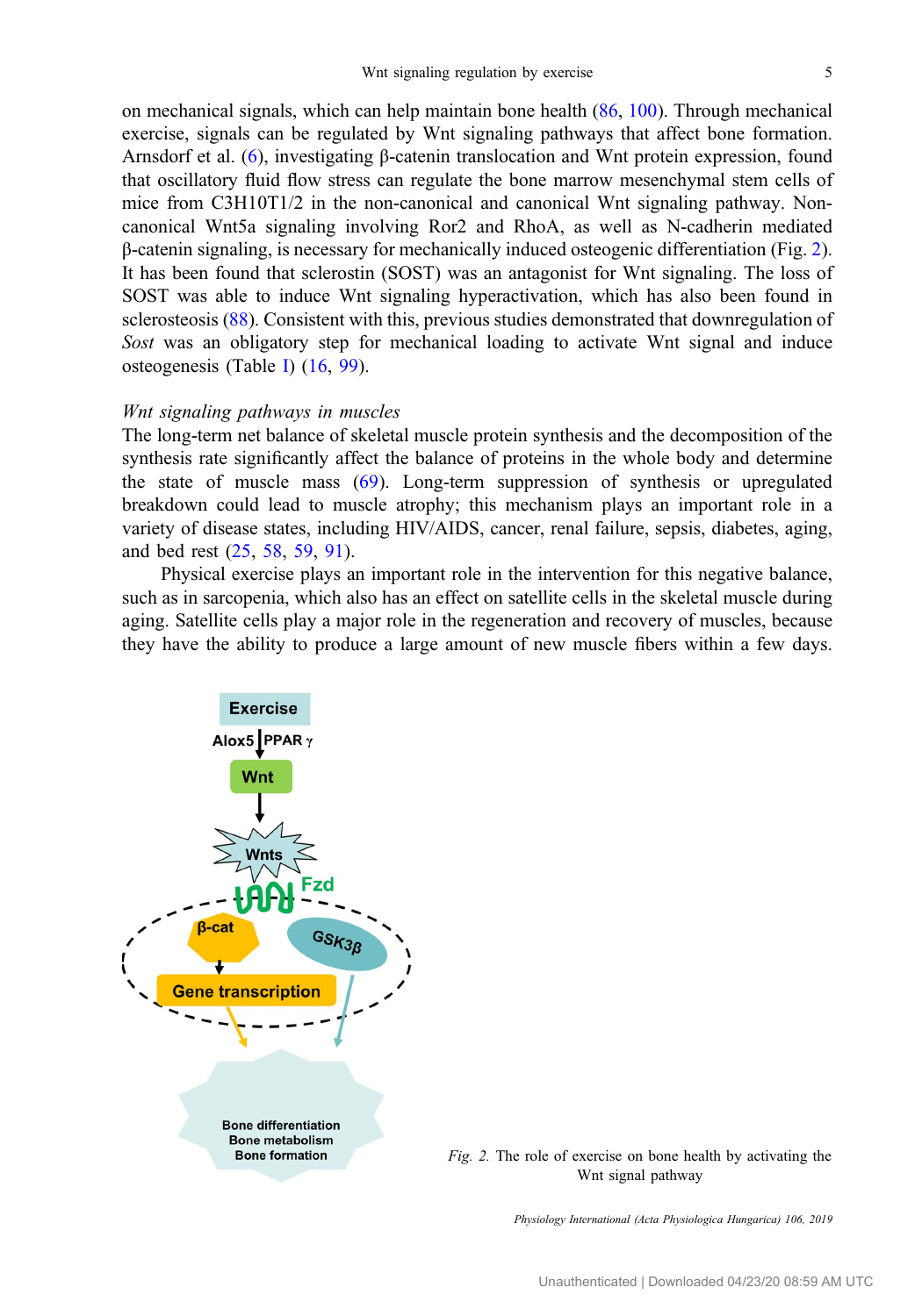on mechanical signals, which can help maintain bone health (86, 100). Through mechanical exercise, signals can be regulated by Wnt signaling pathways that affect bone formation. Arnsdorf et al. (6), investigating β-catenin translocation and Wnt protein expression, found that oscillatory fluid flow stress can regulate the bone marrow mesenchymal stem cells of mice from C3H10T1/2 in the non-canonical and canonical Wnt signaling pathway. Non-canonical Wnt5a signaling involving Ror2 and RhoA, as well as N-cadherin mediated β-catenin signaling, is necessary for mechanically induced osteogenic differentiation (Fig. 2). It has been found that sclerostin (SOST) was an antagonist for Wnt signaling. The loss of SOST was able to induce Wnt signaling hyperactivation, which has also been found in sclerosteosis (88). Consistent with this, previous studies demonstrated that downregulation of *Sost* was an obligatory step for mechanical loading to activate Wnt signal and induce osteogenesis (Table I) (16, 99).

### *Wnt signaling pathways in muscles*

The long-term net balance of skeletal muscle protein synthesis and the decomposition of the synthesis rate significantly affect the balance of proteins in the whole body and determine the state of muscle mass (69). Long-term suppression of synthesis or upregulated breakdown could lead to muscle atrophy; this mechanism plays an important role in a variety of disease states, including HIV/AIDS, cancer, renal failure, sepsis, diabetes, aging, and bed rest (25, 58, 59, 91).

Physical exercise plays an important role in the intervention for this negative balance, such as in sarcopenia, which also has an effect on satellite cells in the skeletal muscle during aging. Satellite cells play a major role in the regeneration and recovery of muscles, because they have the ability to produce a large amount of new muscle fibers within a few days.

*Fig. 2.* The role of exercise on bone health by activating the Wnt signal pathway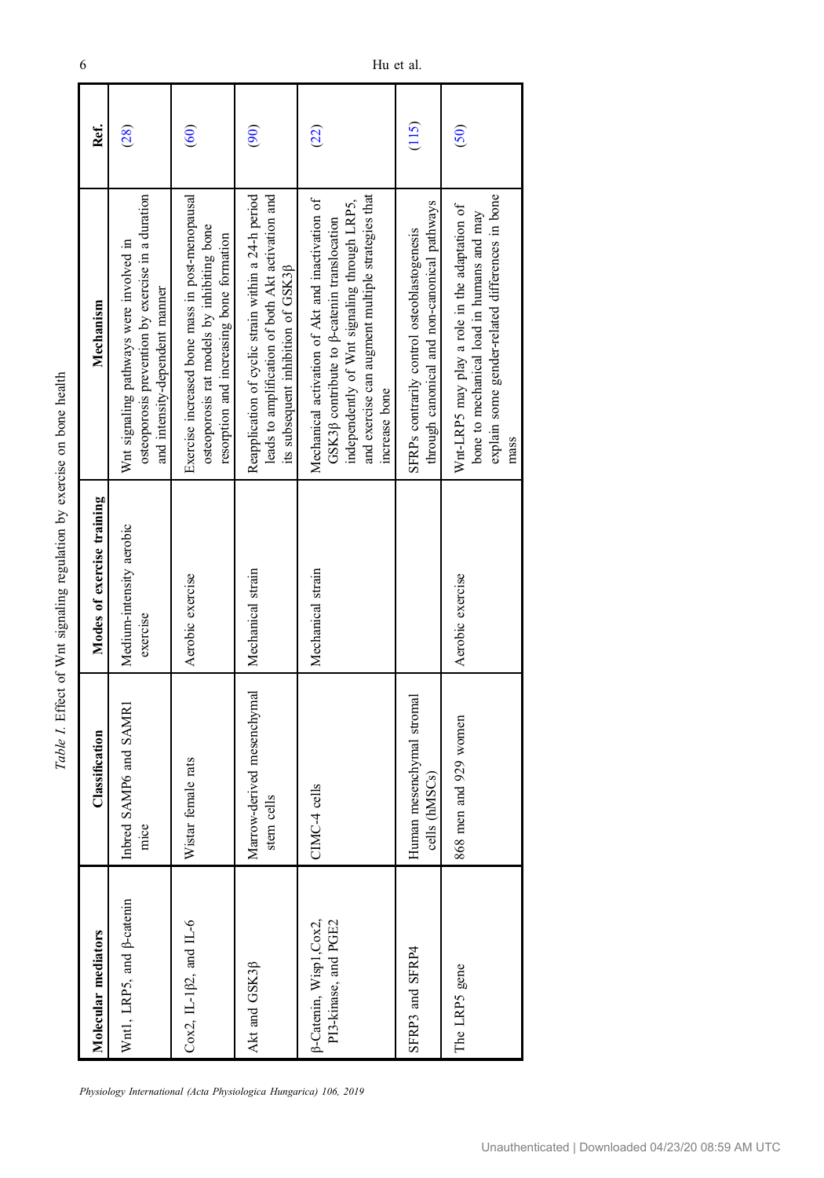*Table I.* Effect of Wnt signaling regulation by exercise on bone health

| Molecular mediators | Classification | Modes of exercise training | Mechanism | Ref. |
|---|---|---|---|---|
| Wnt1, LRP5, and β-catenin | Inbred SAMP6 and SAMR1 mice | Medium-intensity aerobic exercise | Wnt signaling pathways were involved in osteoporosis prevention by exercise in a duration and intensity-dependent manner | (28) |
| Cox2, IL-1β2, and IL-6 | Wistar female rats | Aerobic exercise | Exercise increased bone mass in post-menopausal osteoporosis rat models by inhibiting bone resorption and increasing bone formation | (60) |
| Akt and GSK3β | Marrow-derived mesenchymal stem cells | Mechanical strain | Reapplication of cyclic strain within a 24-h period leads to amplification of both Akt activation and its subsequent inhibition of GSK3β | (90) |
| β-Catenin, Wisp1,Cox2, PI3-kinase, and PGE2 | CIMC-4 cells | Mechanical strain | Mechanical activation of Akt and inactivation of GSK3β contribute to β-catenin translocation independently of Wnt signaling through LRP5, and exercise can augment multiple strategies that increase bone | (22) |
| SFRP3 and SFRP4 | Human mesenchymal stromal cells (hMSCs) | | SFRPs contrarily control osteoblastogenesis through canonical and non-canonical pathways | (115) |
| The LRP5 gene | 868 men and 929 women | Aerobic exercise | Wnt-LRP5 may play a role in the adaptation of bone to mechanical load in humans and may explain some gender-related differences in bone mass | (50) |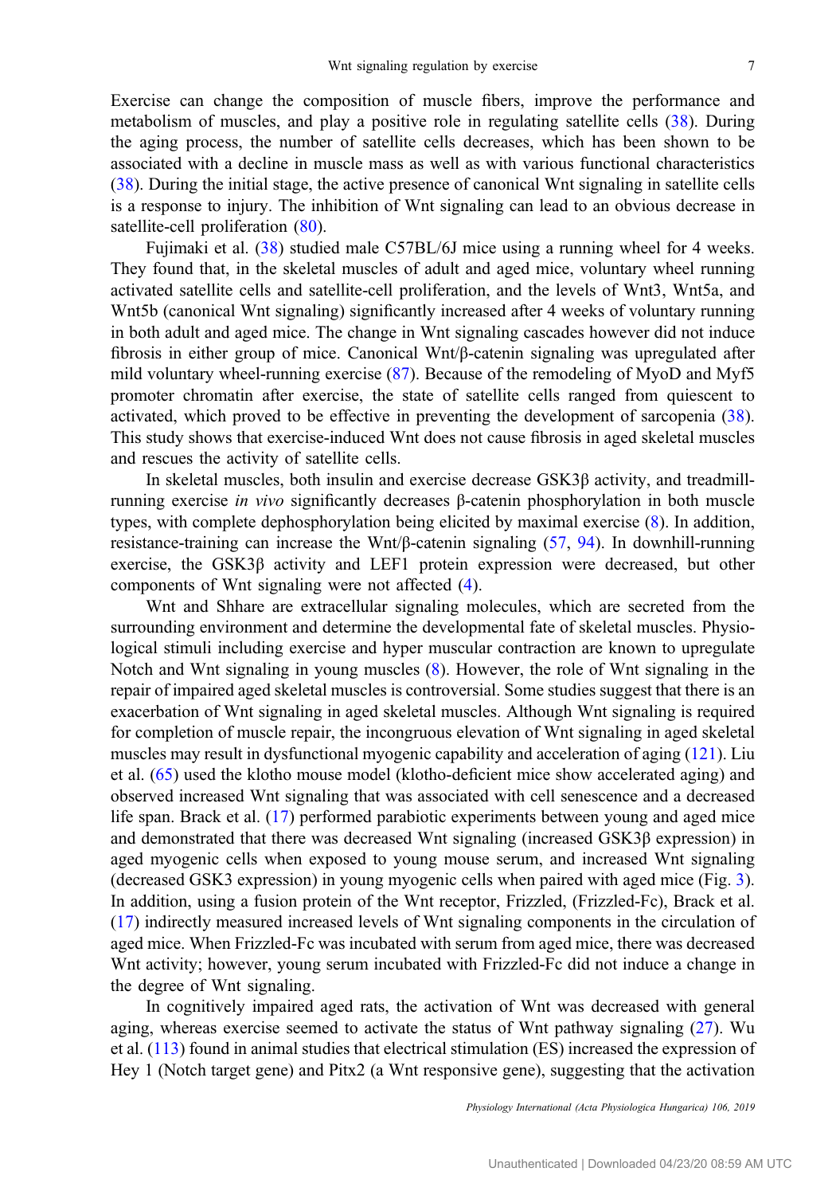Exercise can change the composition of muscle fibers, improve the performance and metabolism of muscles, and play a positive role in regulating satellite cells (38). During the aging process, the number of satellite cells decreases, which has been shown to be associated with a decline in muscle mass as well as with various functional characteristics (38). During the initial stage, the active presence of canonical Wnt signaling in satellite cells is a response to injury. The inhibition of Wnt signaling can lead to an obvious decrease in satellite-cell proliferation (80).

Fujimaki et al. (38) studied male C57BL/6J mice using a running wheel for 4 weeks. They found that, in the skeletal muscles of adult and aged mice, voluntary wheel running activated satellite cells and satellite-cell proliferation, and the levels of Wnt3, Wnt5a, and Wnt5b (canonical Wnt signaling) significantly increased after 4 weeks of voluntary running in both adult and aged mice. The change in Wnt signaling cascades however did not induce fibrosis in either group of mice. Canonical Wnt/β-catenin signaling was upregulated after mild voluntary wheel-running exercise (87). Because of the remodeling of MyoD and Myf5 promoter chromatin after exercise, the state of satellite cells ranged from quiescent to activated, which proved to be effective in preventing the development of sarcopenia (38). This study shows that exercise-induced Wnt does not cause fibrosis in aged skeletal muscles and rescues the activity of satellite cells.

In skeletal muscles, both insulin and exercise decrease GSK3β activity, and treadmill-running exercise *in vivo* significantly decreases β-catenin phosphorylation in both muscle types, with complete dephosphorylation being elicited by maximal exercise (8). In addition, resistance-training can increase the Wnt/β-catenin signaling (57, 94). In downhill-running exercise, the GSK3β activity and LEF1 protein expression were decreased, but other components of Wnt signaling were not affected (4).

Wnt and Shhare are extracellular signaling molecules, which are secreted from the surrounding environment and determine the developmental fate of skeletal muscles. Physiological stimuli including exercise and hyper muscular contraction are known to upregulate Notch and Wnt signaling in young muscles (8). However, the role of Wnt signaling in the repair of impaired aged skeletal muscles is controversial. Some studies suggest that there is an exacerbation of Wnt signaling in aged skeletal muscles. Although Wnt signaling is required for completion of muscle repair, the incongruous elevation of Wnt signaling in aged skeletal muscles may result in dysfunctional myogenic capability and acceleration of aging (121). Liu et al. (65) used the klotho mouse model (klotho-deficient mice show accelerated aging) and observed increased Wnt signaling that was associated with cell senescence and a decreased life span. Brack et al. (17) performed parabiotic experiments between young and aged mice and demonstrated that there was decreased Wnt signaling (increased GSK3β expression) in aged myogenic cells when exposed to young mouse serum, and increased Wnt signaling (decreased GSK3 expression) in young myogenic cells when paired with aged mice (Fig. 3). In addition, using a fusion protein of the Wnt receptor, Frizzled, (Frizzled-Fc), Brack et al. (17) indirectly measured increased levels of Wnt signaling components in the circulation of aged mice. When Frizzled-Fc was incubated with serum from aged mice, there was decreased Wnt activity; however, young serum incubated with Frizzled-Fc did not induce a change in the degree of Wnt signaling.

In cognitively impaired aged rats, the activation of Wnt was decreased with general aging, whereas exercise seemed to activate the status of Wnt pathway signaling (27). Wu et al. (113) found in animal studies that electrical stimulation (ES) increased the expression of Hey 1 (Notch target gene) and Pitx2 (a Wnt responsive gene), suggesting that the activation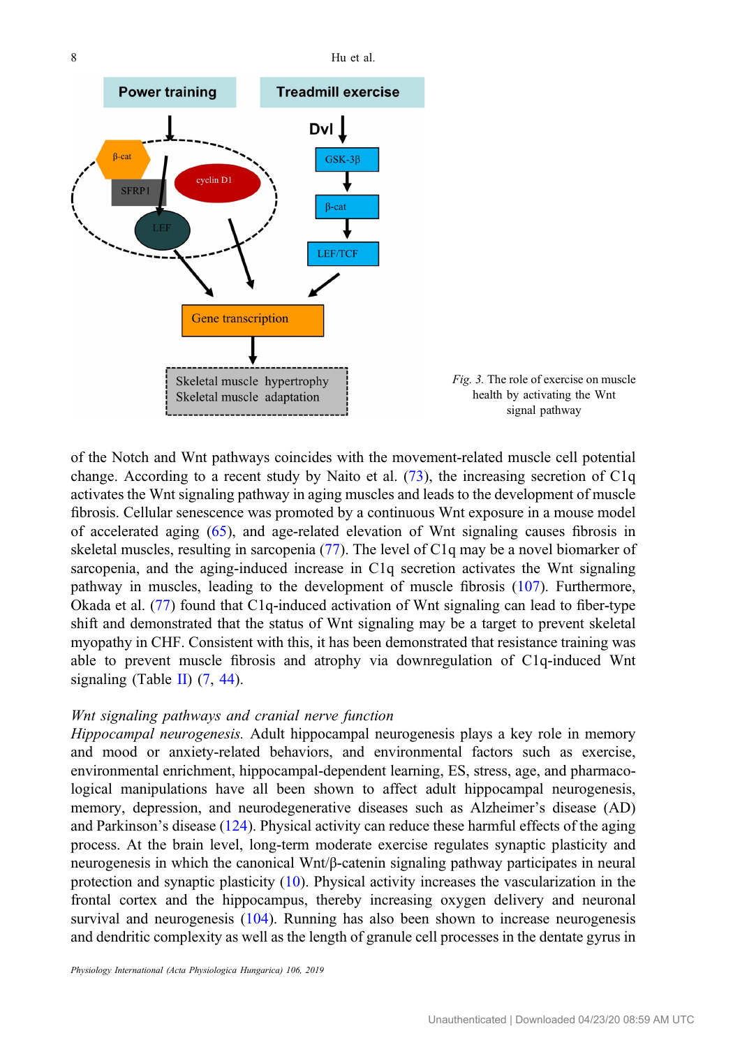Fig. 3. The role of exercise on muscle health by activating the Wnt signal pathway

of the Notch and Wnt pathways coincides with the movement-related muscle cell potential change. According to a recent study by Naito et al. (73), the increasing secretion of C1q activates the Wnt signaling pathway in aging muscles and leads to the development of muscle fibrosis. Cellular senescence was promoted by a continuous Wnt exposure in a mouse model of accelerated aging (65), and age-related elevation of Wnt signaling causes fibrosis in skeletal muscles, resulting in sarcopenia (77). The level of C1q may be a novel biomarker of sarcopenia, and the aging-induced increase in C1q secretion activates the Wnt signaling pathway in muscles, leading to the development of muscle fibrosis (107). Furthermore, Okada et al. (77) found that C1q-induced activation of Wnt signaling can lead to fiber-type shift and demonstrated that the status of Wnt signaling may be a target to prevent skeletal myopathy in CHF. Consistent with this, it has been demonstrated that resistance training was able to prevent muscle fibrosis and atrophy via downregulation of C1q-induced Wnt signaling (Table II) (7, 44).

*Wnt signaling pathways and cranial nerve function*

*Hippocampal neurogenesis.* Adult hippocampal neurogenesis plays a key role in memory and mood or anxiety-related behaviors, and environmental factors such as exercise, environmental enrichment, hippocampal-dependent learning, ES, stress, age, and pharmacological manipulations have all been shown to affect adult hippocampal neurogenesis, memory, depression, and neurodegenerative diseases such as Alzheimer's disease (AD) and Parkinson's disease (124). Physical activity can reduce these harmful effects of the aging process. At the brain level, long-term moderate exercise regulates synaptic plasticity and neurogenesis in which the canonical Wnt/β-catenin signaling pathway participates in neural protection and synaptic plasticity (10). Physical activity increases the vascularization in the frontal cortex and the hippocampus, thereby increasing oxygen delivery and neuronal survival and neurogenesis (104). Running has also been shown to increase neurogenesis and dendritic complexity as well as the length of granule cell processes in the dentate gyrus in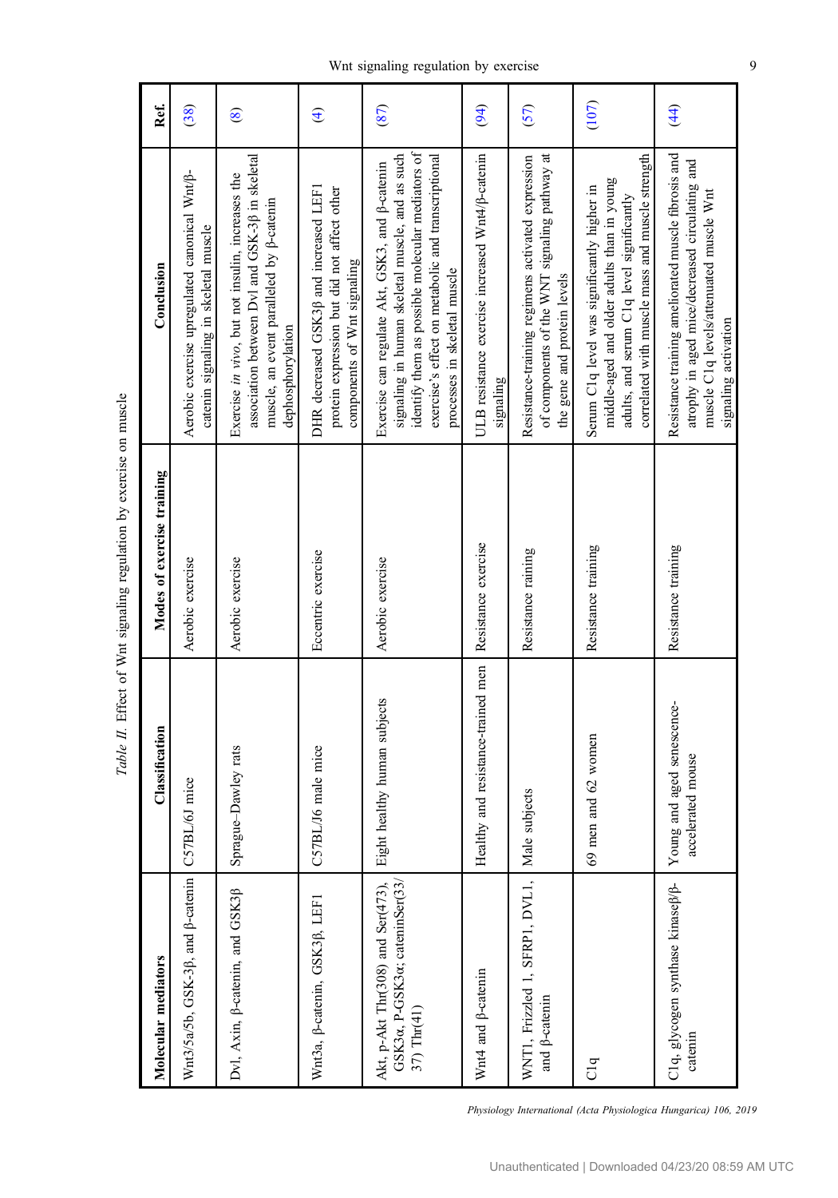*Table II.* Effect of Wnt signaling regulation by exercise on muscle

| Molecular mediators | Classification | Modes of exercise training | Conclusion | Ref. |
|---|---|---|---|---|
| Wnt3/5a/5b, GSK-3β, and β-catenin | C57BL/6J mice | Aerobic exercise | Aerobic exercise upregulated canonical Wnt/β-catenin signaling in skeletal muscle | (38) |
| Dvl, Axin, β-catenin, and GSK3β | Sprague–Dawley rats | Aerobic exercise | Exercise *in vivo*, but not insulin, increases the association between Dvl and GSK-3β in skeletal muscle, an event paralleled by β-catenin dephosphorylation | (8) |
| Wnt3a, β-catenin, GSK3β, LEF1 | C57BL/J6 male mice | Eccentric exercise | DHR decreased GSK3β and increased LEF1 protein expression but did not affect other components of Wnt signaling | (4) |
| Akt, p-Akt Thr(308) and Ser(473), GSK3α, P-GSK3α; cateninSer(33/37) Thr(41) | Eight healthy human subjects | Aerobic exercise | Exercise can regulate Akt, GSK3, and β-catenin signaling in human skeletal muscle, and as such identify them as possible molecular mediators of exercise's effect on metabolic and transcriptional processes in skeletal muscle | (87) |
| Wnt4 and β-catenin | Healthy and resistance-trained men | Resistance exercise | ULB resistance exercise increased Wnt4/β-catenin signaling | (94) |
| WNT1, Frizzled 1, SFRP1, DVL1, and β-catenin | Male subjects | Resistance raining | Resistance-training regimens activated expression of components of the WNT signaling pathway at the gene and protein levels | (57) |
| C1q | 69 men and 62 women | Resistance training | Serum C1q level was significantly higher in middle-aged and older adults than in young adults, and serum C1q level significantly correlated with muscle mass and muscle strength | (107) |
| C1q, glycogen synthase kinaseβ/β-catenin | Young and aged senescence-accelerated mouse | Resistance training | Resistance training ameliorated muscle fibrosis and atrophy in aged mice/decreased circulating and muscle C1q levels/attenuated muscle Wnt signaling activation | (44) |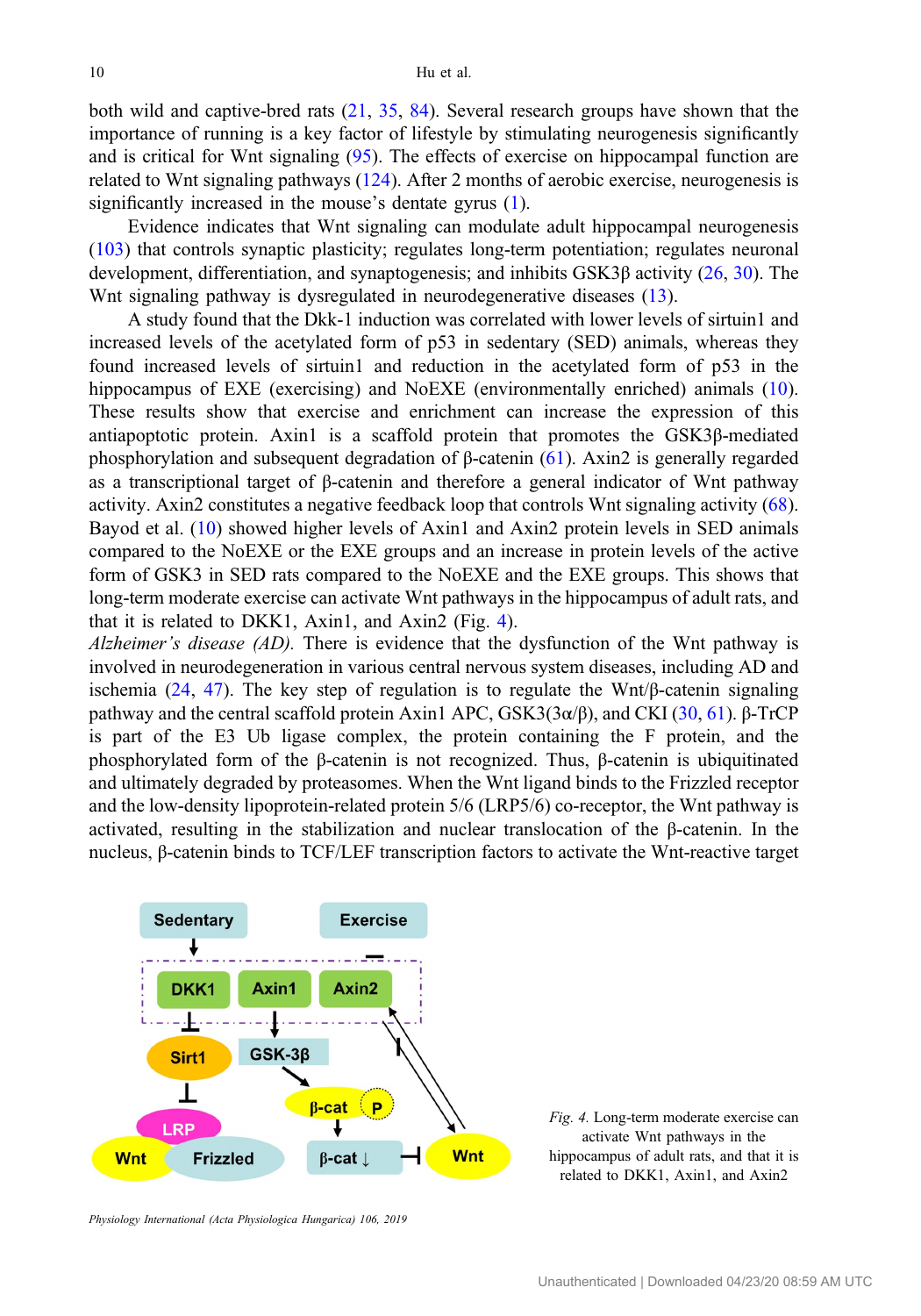both wild and captive-bred rats (21, 35, 84). Several research groups have shown that the importance of running is a key factor of lifestyle by stimulating neurogenesis significantly and is critical for Wnt signaling (95). The effects of exercise on hippocampal function are related to Wnt signaling pathways (124). After 2 months of aerobic exercise, neurogenesis is significantly increased in the mouse's dentate gyrus (1).

Evidence indicates that Wnt signaling can modulate adult hippocampal neurogenesis (103) that controls synaptic plasticity; regulates long-term potentiation; regulates neuronal development, differentiation, and synaptogenesis; and inhibits GSK3β activity (26, 30). The Wnt signaling pathway is dysregulated in neurodegenerative diseases (13).

A study found that the Dkk-1 induction was correlated with lower levels of sirtuin1 and increased levels of the acetylated form of p53 in sedentary (SED) animals, whereas they found increased levels of sirtuin1 and reduction in the acetylated form of p53 in the hippocampus of EXE (exercising) and NoEXE (environmentally enriched) animals (10). These results show that exercise and enrichment can increase the expression of this antiapoptotic protein. Axin1 is a scaffold protein that promotes the GSK3β-mediated phosphorylation and subsequent degradation of β-catenin (61). Axin2 is generally regarded as a transcriptional target of β-catenin and therefore a general indicator of Wnt pathway activity. Axin2 constitutes a negative feedback loop that controls Wnt signaling activity (68). Bayod et al. (10) showed higher levels of Axin1 and Axin2 protein levels in SED animals compared to the NoEXE or the EXE groups and an increase in protein levels of the active form of GSK3 in SED rats compared to the NoEXE and the EXE groups. This shows that long-term moderate exercise can activate Wnt pathways in the hippocampus of adult rats, and that it is related to DKK1, Axin1, and Axin2 (Fig. 4).

*Alzheimer's disease (AD).* There is evidence that the dysfunction of the Wnt pathway is involved in neurodegeneration in various central nervous system diseases, including AD and ischemia (24, 47). The key step of regulation is to regulate the Wnt/β-catenin signaling pathway and the central scaffold protein Axin1 APC, GSK3(3α/β), and CKI (30, 61). β-TrCP is part of the E3 Ub ligase complex, the protein containing the F protein, and the phosphorylated form of the β-catenin is not recognized. Thus, β-catenin is ubiquitinated and ultimately degraded by proteasomes. When the Wnt ligand binds to the Frizzled receptor and the low-density lipoprotein-related protein 5/6 (LRP5/6) co-receptor, the Wnt pathway is activated, resulting in the stabilization and nuclear translocation of the β-catenin. In the nucleus, β-catenin binds to TCF/LEF transcription factors to activate the Wnt-reactive target

*Fig. 4.* Long-term moderate exercise can activate Wnt pathways in the hippocampus of adult rats, and that it is related to DKK1, Axin1, and Axin2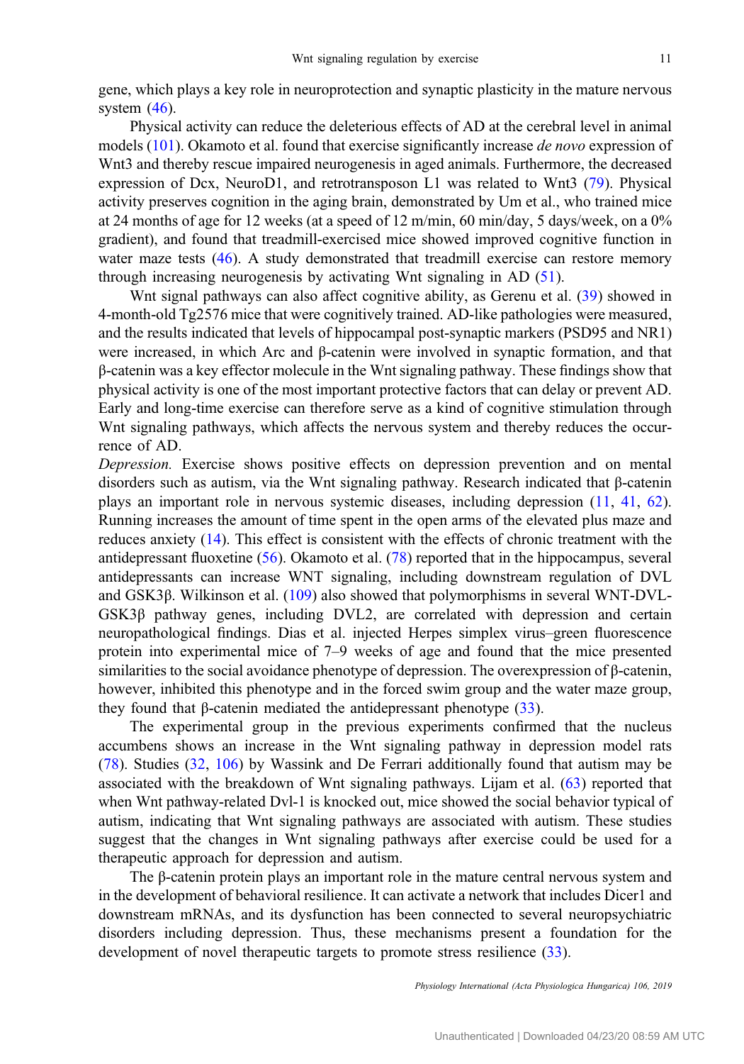gene, which plays a key role in neuroprotection and synaptic plasticity in the mature nervous system (46).

Physical activity can reduce the deleterious effects of AD at the cerebral level in animal models (101). Okamoto et al. found that exercise significantly increase *de novo* expression of Wnt3 and thereby rescue impaired neurogenesis in aged animals. Furthermore, the decreased expression of Dcx, NeuroD1, and retrotransposon L1 was related to Wnt3 (79). Physical activity preserves cognition in the aging brain, demonstrated by Um et al., who trained mice at 24 months of age for 12 weeks (at a speed of 12 m/min, 60 min/day, 5 days/week, on a 0% gradient), and found that treadmill-exercised mice showed improved cognitive function in water maze tests (46). A study demonstrated that treadmill exercise can restore memory through increasing neurogenesis by activating Wnt signaling in AD (51).

Wnt signal pathways can also affect cognitive ability, as Gerenu et al. (39) showed in 4-month-old Tg2576 mice that were cognitively trained. AD-like pathologies were measured, and the results indicated that levels of hippocampal post-synaptic markers (PSD95 and NR1) were increased, in which Arc and β-catenin were involved in synaptic formation, and that β-catenin was a key effector molecule in the Wnt signaling pathway. These findings show that physical activity is one of the most important protective factors that can delay or prevent AD. Early and long-time exercise can therefore serve as a kind of cognitive stimulation through Wnt signaling pathways, which affects the nervous system and thereby reduces the occurrence of AD.

*Depression.* Exercise shows positive effects on depression prevention and on mental disorders such as autism, via the Wnt signaling pathway. Research indicated that β-catenin plays an important role in nervous systemic diseases, including depression (11, 41, 62). Running increases the amount of time spent in the open arms of the elevated plus maze and reduces anxiety (14). This effect is consistent with the effects of chronic treatment with the antidepressant fluoxetine (56). Okamoto et al. (78) reported that in the hippocampus, several antidepressants can increase WNT signaling, including downstream regulation of DVL and GSK3β. Wilkinson et al. (109) also showed that polymorphisms in several WNT-DVL-GSK3β pathway genes, including DVL2, are correlated with depression and certain neuropathological findings. Dias et al. injected Herpes simplex virus–green fluorescence protein into experimental mice of 7–9 weeks of age and found that the mice presented similarities to the social avoidance phenotype of depression. The overexpression of β-catenin, however, inhibited this phenotype and in the forced swim group and the water maze group, they found that β-catenin mediated the antidepressant phenotype (33).

The experimental group in the previous experiments confirmed that the nucleus accumbens shows an increase in the Wnt signaling pathway in depression model rats (78). Studies (32, 106) by Wassink and De Ferrari additionally found that autism may be associated with the breakdown of Wnt signaling pathways. Lijam et al. (63) reported that when Wnt pathway-related Dvl-1 is knocked out, mice showed the social behavior typical of autism, indicating that Wnt signaling pathways are associated with autism. These studies suggest that the changes in Wnt signaling pathways after exercise could be used for a therapeutic approach for depression and autism.

The β-catenin protein plays an important role in the mature central nervous system and in the development of behavioral resilience. It can activate a network that includes Dicer1 and downstream mRNAs, and its dysfunction has been connected to several neuropsychiatric disorders including depression. Thus, these mechanisms present a foundation for the development of novel therapeutic targets to promote stress resilience (33).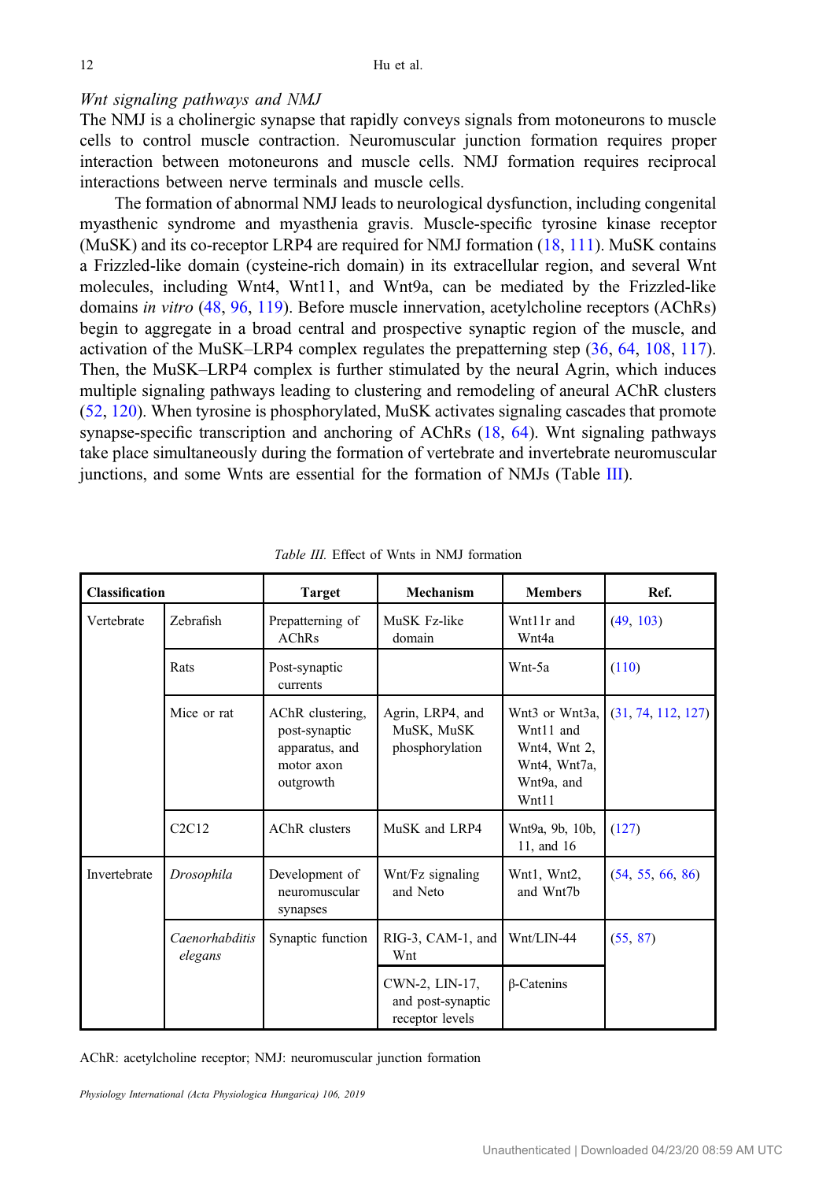*Wnt signaling pathways and NMJ*

The NMJ is a cholinergic synapse that rapidly conveys signals from motoneurons to muscle cells to control muscle contraction. Neuromuscular junction formation requires proper interaction between motoneurons and muscle cells. NMJ formation requires reciprocal interactions between nerve terminals and muscle cells.

The formation of abnormal NMJ leads to neurological dysfunction, including congenital myasthenic syndrome and myasthenia gravis. Muscle-specific tyrosine kinase receptor (MuSK) and its co-receptor LRP4 are required for NMJ formation (18, 111). MuSK contains a Frizzled-like domain (cysteine-rich domain) in its extracellular region, and several Wnt molecules, including Wnt4, Wnt11, and Wnt9a, can be mediated by the Frizzled-like domains *in vitro* (48, 96, 119). Before muscle innervation, acetylcholine receptors (AChRs) begin to aggregate in a broad central and prospective synaptic region of the muscle, and activation of the MuSK–LRP4 complex regulates the prepatterning step (36, 64, 108, 117). Then, the MuSK–LRP4 complex is further stimulated by the neural Agrin, which induces multiple signaling pathways leading to clustering and remodeling of aneural AChR clusters (52, 120). When tyrosine is phosphorylated, MuSK activates signaling cascades that promote synapse-specific transcription and anchoring of AChRs (18, 64). Wnt signaling pathways take place simultaneously during the formation of vertebrate and invertebrate neuromuscular junctions, and some Wnts are essential for the formation of NMJs (Table III).

*Table III.* Effect of Wnts in NMJ formation

| Classification | | Target | Mechanism | Members | Ref. |
|---|---|---|---|---|---|
| Vertebrate | Zebrafish | Prepatterning of AChRs | MuSK Fz-like domain | Wnt11r and Wnt4a | (49, 103) |
| | Rats | Post-synaptic currents | | Wnt-5a | (110) |
| | Mice or rat | AChR clustering, post-synaptic apparatus, and motor axon outgrowth | Agrin, LRP4, and MuSK, MuSK phosphorylation | Wnt3 or Wnt3a, Wnt11 and Wnt4, Wnt 2, Wnt4, Wnt7a, Wnt9a, and Wnt11 | (31, 74, 112, 127) |
| | C2C12 | AChR clusters | MuSK and LRP4 | Wnt9a, 9b, 10b, 11, and 16 | (127) |
| Invertebrate | *Drosophila* | Development of neuromuscular synapses | Wnt/Fz signaling and Neto | Wnt1, Wnt2, and Wnt7b | (54, 55, 66, 86) |
| | *Caenorhabditis elegans* | Synaptic function | RIG-3, CAM-1, and Wnt | Wnt/LIN-44 | (55, 87) |
| | | | CWN-2, LIN-17, and post-synaptic receptor levels | β-Catenins | |

AChR: acetylcholine receptor; NMJ: neuromuscular junction formation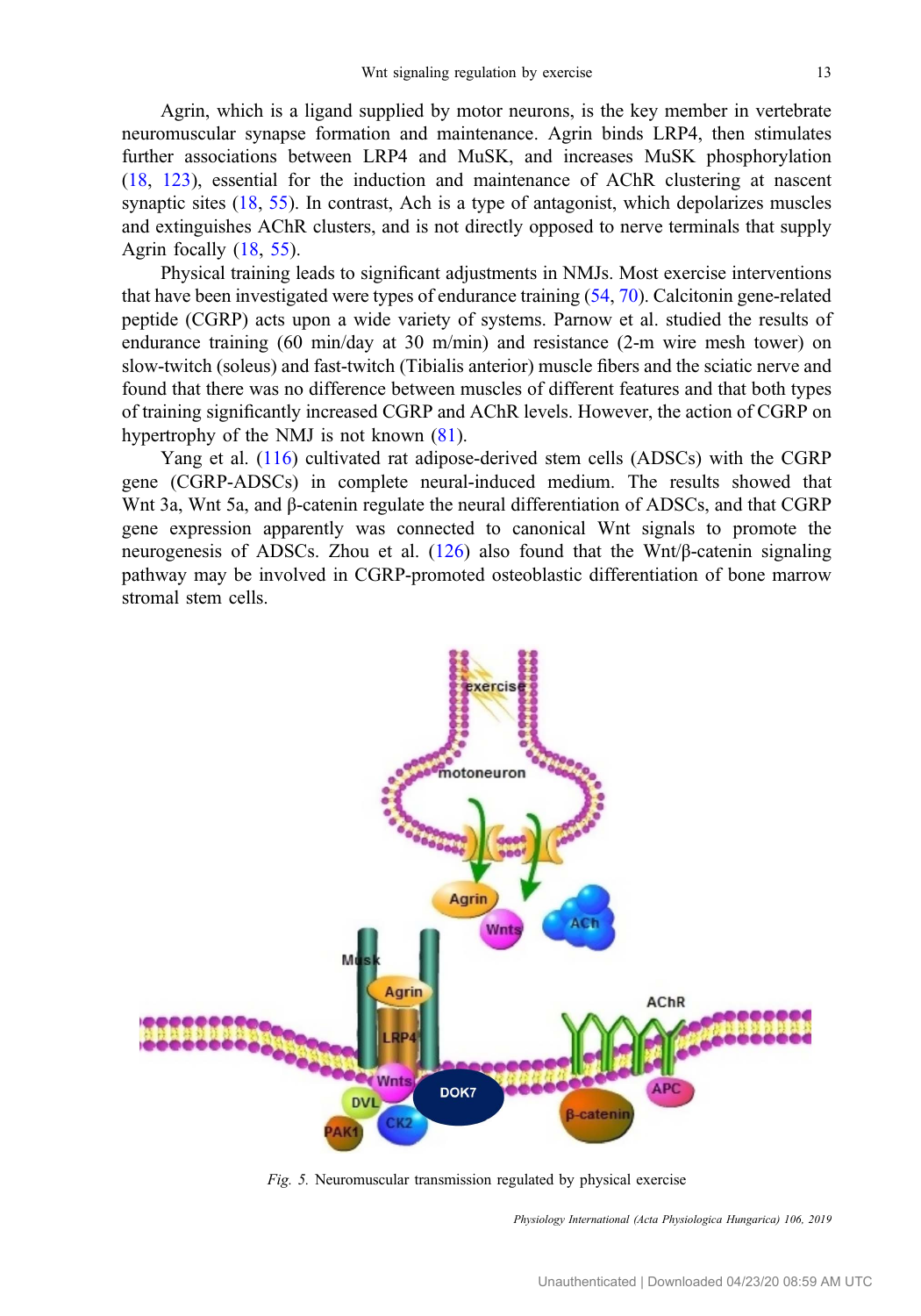Agrin, which is a ligand supplied by motor neurons, is the key member in vertebrate neuromuscular synapse formation and maintenance. Agrin binds LRP4, then stimulates further associations between LRP4 and MuSK, and increases MuSK phosphorylation (18, 123), essential for the induction and maintenance of AChR clustering at nascent synaptic sites (18, 55). In contrast, Ach is a type of antagonist, which depolarizes muscles and extinguishes AChR clusters, and is not directly opposed to nerve terminals that supply Agrin focally (18, 55).

Physical training leads to significant adjustments in NMJs. Most exercise interventions that have been investigated were types of endurance training (54, 70). Calcitonin gene-related peptide (CGRP) acts upon a wide variety of systems. Parnow et al. studied the results of endurance training (60 min/day at 30 m/min) and resistance (2-m wire mesh tower) on slow-twitch (soleus) and fast-twitch (Tibialis anterior) muscle fibers and the sciatic nerve and found that there was no difference between muscles of different features and that both types of training significantly increased CGRP and AChR levels. However, the action of CGRP on hypertrophy of the NMJ is not known (81).

Yang et al. (116) cultivated rat adipose-derived stem cells (ADSCs) with the CGRP gene (CGRP-ADSCs) in complete neural-induced medium. The results showed that Wnt 3a, Wnt 5a, and β-catenin regulate the neural differentiation of ADSCs, and that CGRP gene expression apparently was connected to canonical Wnt signals to promote the neurogenesis of ADSCs. Zhou et al. (126) also found that the Wnt/β-catenin signaling pathway may be involved in CGRP-promoted osteoblastic differentiation of bone marrow stromal cells.

*Fig. 5.* Neuromuscular transmission regulated by physical exercise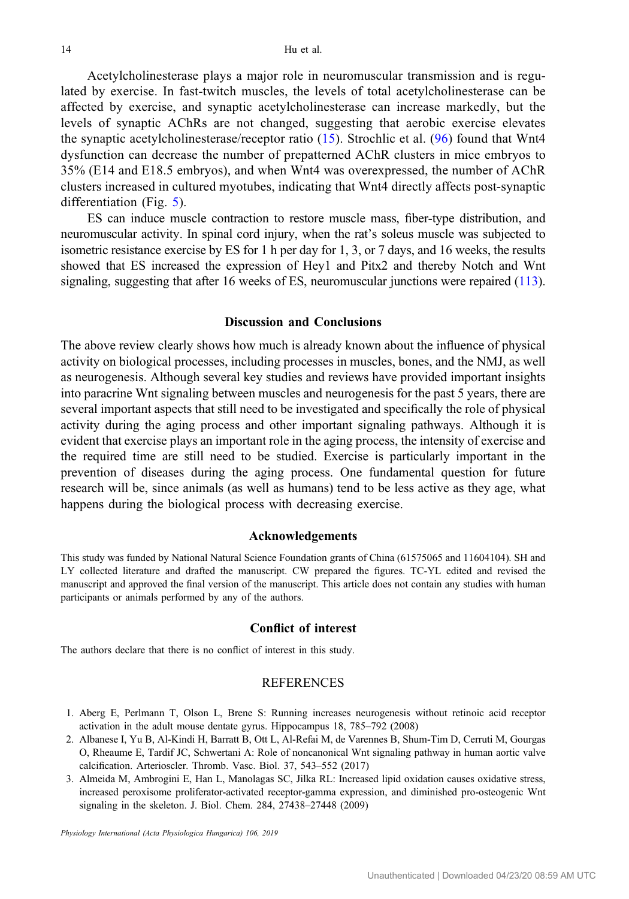Acetylcholinesterase plays a major role in neuromuscular transmission and is regulated by exercise. In fast-twitch muscles, the levels of total acetylcholinesterase can be affected by exercise, and synaptic acetylcholinesterase can increase markedly, but the levels of synaptic AChRs are not changed, suggesting that aerobic exercise elevates the synaptic acetylcholinesterase/receptor ratio (15). Strochlic et al. (96) found that Wnt4 dysfunction can decrease the number of prepatterned AChR clusters in mice embryos to 35% (E14 and E18.5 embryos), and when Wnt4 was overexpressed, the number of AChR clusters increased in cultured myotubes, indicating that Wnt4 directly affects post-synaptic differentiation (Fig. 5).

ES can induce muscle contraction to restore muscle mass, fiber-type distribution, and neuromuscular activity. In spinal cord injury, when the rat's soleus muscle was subjected to isometric resistance exercise by ES for 1 h per day for 1, 3, or 7 days, and 16 weeks, the results showed that ES increased the expression of Hey1 and Pitx2 and thereby Notch and Wnt signaling, suggesting that after 16 weeks of ES, neuromuscular junctions were repaired (113).

## Discussion and Conclusions

The above review clearly shows how much is already known about the influence of physical activity on biological processes, including processes in muscles, bones, and the NMJ, as well as neurogenesis. Although several key studies and reviews have provided important insights into paracrine Wnt signaling between muscles and neurogenesis for the past 5 years, there are several important aspects that still need to be investigated and specifically the role of physical activity during the aging process and other important signaling pathways. Although it is evident that exercise plays an important role in the aging process, the intensity of exercise and the required time are still need to be studied. Exercise is particularly important in the prevention of diseases during the aging process. One fundamental question for future research will be, since animals (as well as humans) tend to be less active as they age, what happens during the biological process with decreasing exercise.

## Acknowledgements

This study was funded by National Natural Science Foundation grants of China (61575065 and 11604104). SH and LY collected literature and drafted the manuscript. CW prepared the figures. TC-YL edited and revised the manuscript and approved the final version of the manuscript. This article does not contain any studies with human participants or animals performed by any of the authors.

## Conflict of interest

The authors declare that there is no conflict of interest in this study.

## REFERENCES

1. Aberg E, Perlmann T, Olson L, Brene S: Running increases neurogenesis without retinoic acid receptor activation in the adult mouse dentate gyrus. Hippocampus 18, 785–792 (2008)
2. Albanese I, Yu B, Al-Kindi H, Barratt B, Ott L, Al-Refai M, de Varennes B, Shum-Tim D, Cerruti M, Gourgas O, Rheaume E, Tardif JC, Schwertani A: Role of noncanonical Wnt signaling pathway in human aortic valve calcification. Arterioscler. Thromb. Vasc. Biol. 37, 543–552 (2017)
3. Almeida M, Ambrogini E, Han L, Manolagas SC, Jilka RL: Increased lipid oxidation causes oxidative stress, increased peroxisome proliferator-activated receptor-gamma expression, and diminished pro-osteogenic Wnt signaling in the skeleton. J. Biol. Chem. 284, 27438–27448 (2009)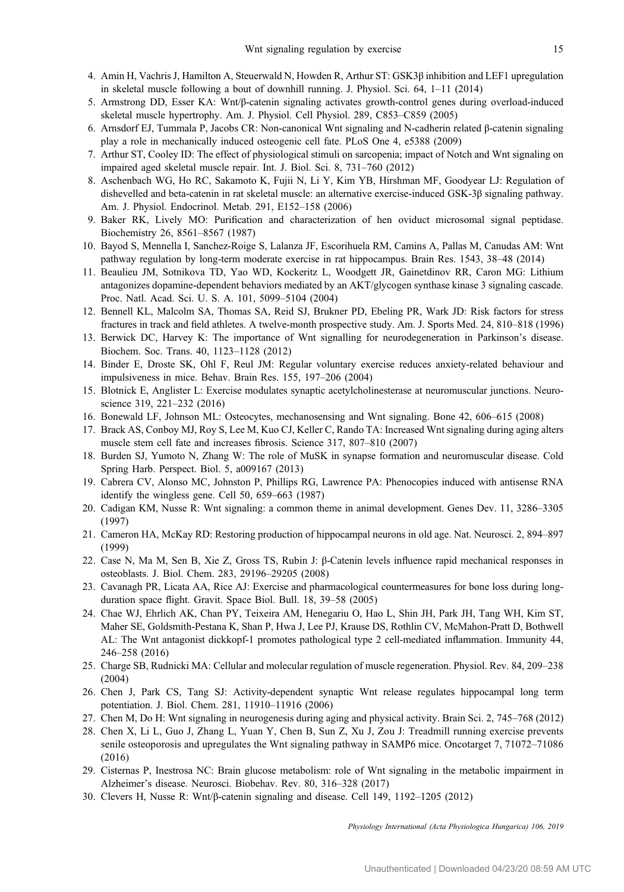4. Amin H, Vachris J, Hamilton A, Steuerwald N, Howden R, Arthur ST: GSK3β inhibition and LEF1 upregulation in skeletal muscle following a bout of downhill running. J. Physiol. Sci. 64, 1–11 (2014)
5. Armstrong DD, Esser KA: Wnt/β-catenin signaling activates growth-control genes during overload-induced skeletal muscle hypertrophy. Am. J. Physiol. Cell Physiol. 289, C853–C859 (2005)
6. Arnsdorf EJ, Tummala P, Jacobs CR: Non-canonical Wnt signaling and N-cadherin related β-catenin signaling play a role in mechanically induced osteogenic cell fate. PLoS One 4, e5388 (2009)
7. Arthur ST, Cooley ID: The effect of physiological stimuli on sarcopenia; impact of Notch and Wnt signaling on impaired aged skeletal muscle repair. Int. J. Biol. Sci. 8, 731–760 (2012)
8. Aschenbach WG, Ho RC, Sakamoto K, Fujii N, Li Y, Kim YB, Hirshman MF, Goodyear LJ: Regulation of dishevelled and beta-catenin in rat skeletal muscle: an alternative exercise-induced GSK-3β signaling pathway. Am. J. Physiol. Endocrinol. Metab. 291, E152–158 (2006)
9. Baker RK, Lively MO: Purification and characterization of hen oviduct microsomal signal peptidase. Biochemistry 26, 8561–8567 (1987)
10. Bayod S, Mennella I, Sanchez-Roige S, Lalanza JF, Escorihuela RM, Camins A, Pallas M, Canudas AM: Wnt pathway regulation by long-term moderate exercise in rat hippocampus. Brain Res. 1543, 38–48 (2014)
11. Beaulieu JM, Sotnikova TD, Yao WD, Kockeritz L, Woodgett JR, Gainetdinov RR, Caron MG: Lithium antagonizes dopamine-dependent behaviors mediated by an AKT/glycogen synthase kinase 3 signaling cascade. Proc. Natl. Acad. Sci. U. S. A. 101, 5099–5104 (2004)
12. Bennell KL, Malcolm SA, Thomas SA, Reid SJ, Brukner PD, Ebeling PR, Wark JD: Risk factors for stress fractures in track and field athletes. A twelve-month prospective study. Am. J. Sports Med. 24, 810–818 (1996)
13. Berwick DC, Harvey K: The importance of Wnt signalling for neurodegeneration in Parkinson's disease. Biochem. Soc. Trans. 40, 1123–1128 (2012)
14. Binder E, Droste SK, Ohl F, Reul JM: Regular voluntary exercise reduces anxiety-related behaviour and impulsiveness in mice. Behav. Brain Res. 155, 197–206 (2004)
15. Blotnick E, Anglister L: Exercise modulates synaptic acetylcholinesterase at neuromuscular junctions. Neuroscience 319, 221–232 (2016)
16. Bonewald LF, Johnson ML: Osteocytes, mechanosensing and Wnt signaling. Bone 42, 606–615 (2008)
17. Brack AS, Conboy MJ, Roy S, Lee M, Kuo CJ, Keller C, Rando TA: Increased Wnt signaling during aging alters muscle stem cell fate and increases fibrosis. Science 317, 807–810 (2007)
18. Burden SJ, Yumoto N, Zhang W: The role of MuSK in synapse formation and neuromuscular disease. Cold Spring Harb. Perspect. Biol. 5, a009167 (2013)
19. Cabrera CV, Alonso MC, Johnston P, Phillips RG, Lawrence PA: Phenocopies induced with antisense RNA identify the wingless gene. Cell 50, 659–663 (1987)
20. Cadigan KM, Nusse R: Wnt signaling: a common theme in animal development. Genes Dev. 11, 3286–3305 (1997)
21. Cameron HA, McKay RD: Restoring production of hippocampal neurons in old age. Nat. Neurosci. 2, 894–897 (1999)
22. Case N, Ma M, Sen B, Xie Z, Gross TS, Rubin J: β-Catenin levels influence rapid mechanical responses in osteoblasts. J. Biol. Chem. 283, 29196–29205 (2008)
23. Cavanagh PR, Licata AA, Rice AJ: Exercise and pharmacological countermeasures for bone loss during long-duration space flight. Gravit. Space Biol. Bull. 18, 39–58 (2005)
24. Chae WJ, Ehrlich AK, Chan PY, Teixeira AM, Henegariu O, Hao L, Shin JH, Park JH, Tang WH, Kim ST, Maher SE, Goldsmith-Pestana K, Shan P, Hwa J, Lee PJ, Krause DS, Rothlin CV, McMahon-Pratt D, Bothwell AL: The Wnt antagonist dickkopf-1 promotes pathological type 2 cell-mediated inflammation. Immunity 44, 246–258 (2016)
25. Charge SB, Rudnicki MA: Cellular and molecular regulation of muscle regeneration. Physiol. Rev. 84, 209–238 (2004)
26. Chen J, Park CS, Tang SJ: Activity-dependent synaptic Wnt release regulates hippocampal long term potentiation. J. Biol. Chem. 281, 11910–11916 (2006)
27. Chen M, Do H: Wnt signaling in neurogenesis during aging and physical activity. Brain Sci. 2, 745–768 (2012)
28. Chen X, Li L, Guo J, Zhang L, Yuan Y, Chen B, Sun Z, Xu J, Zou J: Treadmill running exercise prevents senile osteoporosis and upregulates the Wnt signaling pathway in SAMP6 mice. Oncotarget 7, 71072–71086 (2016)
29. Cisternas P, Inestrosa NC: Brain glucose metabolism: role of Wnt signaling in the metabolic impairment in Alzheimer's disease. Neurosci. Biobehav. Rev. 80, 316–328 (2017)
30. Clevers H, Nusse R: Wnt/β-catenin signaling and disease. Cell 149, 1192–1205 (2012)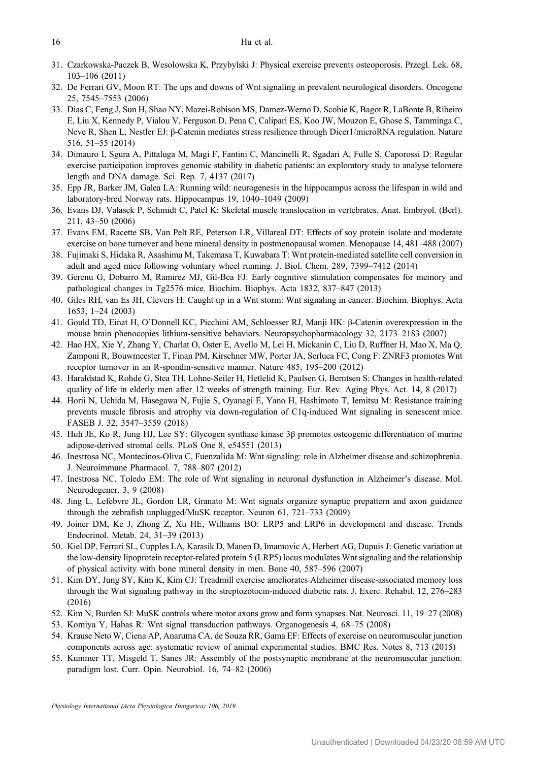31. Czarkowska-Paczek B, Wesolowska K, Przybylski J: Physical exercise prevents osteoporosis. Przegl. Lek. 68, 103–106 (2011)
32. De Ferrari GV, Moon RT: The ups and downs of Wnt signaling in prevalent neurological disorders. Oncogene 25, 7545–7553 (2006)
33. Dias C, Feng J, Sun H, Shao NY, Mazei-Robison MS, Damez-Werno D, Scobie K, Bagot R, LaBonte B, Ribeiro E, Liu X, Kennedy P, Vialou V, Ferguson D, Pena C, Calipari ES, Koo JW, Mouzon E, Ghose S, Tamminga C, Neve R, Shen L, Nestler EJ: β-Catenin mediates stress resilience through Dicer1/microRNA regulation. Nature 516, 51–55 (2014)
34. Dimauro I, Sgura A, Pittaluga M, Magi F, Fantini C, Mancinelli R, Sgadari A, Fulle S, Caporossi D: Regular exercise participation improves genomic stability in diabetic patients: an exploratory study to analyse telomere length and DNA damage. Sci. Rep. 7, 4137 (2017)
35. Epp JR, Barker JM, Galea LA: Running wild: neurogenesis in the hippocampus across the lifespan in wild and laboratory-bred Norway rats. Hippocampus 19, 1040–1049 (2009)
36. Evans DJ, Valasek P, Schmidt C, Patel K: Skeletal muscle translocation in vertebrates. Anat. Embryol. (Berl). 211, 43–50 (2006)
37. Evans EM, Racette SB, Van Pelt RE, Peterson LR, Villareal DT: Effects of soy protein isolate and moderate exercise on bone turnover and bone mineral density in postmenopausal women. Menopause 14, 481–488 (2007)
38. Fujimaki S, Hidaka R, Asashima M, Takemasa T, Kuwabara T: Wnt protein-mediated satellite cell conversion in adult and aged mice following voluntary wheel running. J. Biol. Chem. 289, 7399–7412 (2014)
39. Gerenu G, Dobarro M, Ramirez MJ, Gil-Bea FJ: Early cognitive stimulation compensates for memory and pathological changes in Tg2576 mice. Biochim. Biophys. Acta 1832, 837–847 (2013)
40. Giles RH, van Es JH, Clevers H: Caught up in a Wnt storm: Wnt signaling in cancer. Biochim. Biophys. Acta 1653, 1–24 (2003)
41. Gould TD, Einat H, O'Donnell KC, Picchini AM, Schloesser RJ, Manji HK: β-Catenin overexpression in the mouse brain phenocopies lithium-sensitive behaviors. Neuropsychopharmacology 32, 2173–2183 (2007)
42. Hao HX, Xie Y, Zhang Y, Charlat O, Oster E, Avello M, Lei H, Mickanin C, Liu D, Ruffner H, Mao X, Ma Q, Zamponi R, Bouwmeester T, Finan PM, Kirschner MW, Porter JA, Serluca FC, Cong F: ZNRF3 promotes Wnt receptor turnover in an R-spondin-sensitive manner. Nature 485, 195–200 (2012)
43. Haraldstad K, Rohde G, Stea TH, Lohne-Seiler H, Hetlelid K, Paulsen G, Berntsen S: Changes in health-related quality of life in elderly men after 12 weeks of strength training. Eur. Rev. Aging Phys. Act. 14, 8 (2017)
44. Horii N, Uchida M, Hasegawa N, Fujie S, Oyanagi E, Yano H, Hashimoto T, Iemitsu M: Resistance training prevents muscle fibrosis and atrophy via down-regulation of C1q-induced Wnt signaling in senescent mice. FASEB J. 32, 3547–3559 (2018)
45. Huh JE, Ko R, Jung HJ, Lee SY: Glycogen synthase kinase 3β promotes osteogenic differentiation of murine adipose-derived stromal cells. PLoS One 8, e54551 (2013)
46. Inestrosa NC, Montecinos-Oliva C, Fuenzalida M: Wnt signaling: role in Alzheimer disease and schizophrenia. J. Neuroimmune Pharmacol. 7, 788–807 (2012)
47. Inestrosa NC, Toledo EM: The role of Wnt signaling in neuronal dysfunction in Alzheimer's disease. Mol. Neurodegener. 3, 9 (2008)
48. Jing L, Lefebvre JL, Gordon LR, Granato M: Wnt signals organize synaptic prepattern and axon guidance through the zebrafish unplugged/MuSK receptor. Neuron 61, 721–733 (2009)
49. Joiner DM, Ke J, Zhong Z, Xu HE, Williams BO: LRP5 and LRP6 in development and disease. Trends Endocrinol. Metab. 24, 31–39 (2013)
50. Kiel DP, Ferrari SL, Cupples LA, Karasik D, Manen D, Imamovic A, Herbert AG, Dupuis J: Genetic variation at the low-density lipoprotein receptor-related protein 5 (LRP5) locus modulates Wnt signaling and the relationship of physical activity with bone mineral density in men. Bone 40, 587–596 (2007)
51. Kim DY, Jung SY, Kim K, Kim CJ: Treadmill exercise ameliorates Alzheimer disease-associated memory loss through the Wnt signaling pathway in the streptozotocin-induced diabetic rats. J. Exerc. Rehabil. 12, 276–283 (2016)
52. Kim N, Burden SJ: MuSK controls where motor axons grow and form synapses. Nat. Neurosci. 11, 19–27 (2008)
53. Komiya Y, Habas R: Wnt signal transduction pathways. Organogenesis 4, 68–75 (2008)
54. Krause Neto W, Ciena AP, Anaruma CA, de Souza RR, Gama EF: Effects of exercise on neuromuscular junction components across age: systematic review of animal experimental studies. BMC Res. Notes 8, 713 (2015)
55. Kummer TT, Misgeld T, Sanes JR: Assembly of the postsynaptic membrane at the neuromuscular junction: paradigm lost. Curr. Opin. Neurobiol. 16, 74–82 (2006)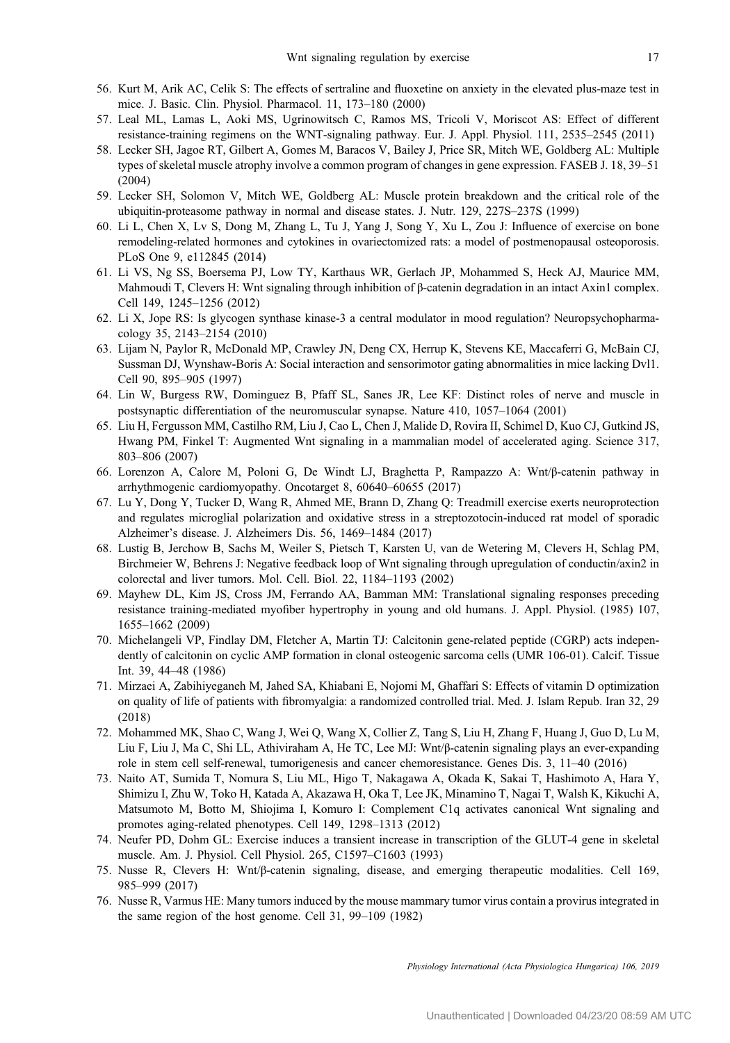56. Kurt M, Arik AC, Celik S: The effects of sertraline and fluoxetine on anxiety in the elevated plus-maze test in mice. J. Basic. Clin. Physiol. Pharmacol. 11, 173–180 (2000)
57. Leal ML, Lamas L, Aoki MS, Ugrinowitsch C, Ramos MS, Tricoli V, Moriscot AS: Effect of different resistance-training regimens on the WNT-signaling pathway. Eur. J. Appl. Physiol. 111, 2535–2545 (2011)
58. Lecker SH, Jagoe RT, Gilbert A, Gomes M, Baracos V, Bailey J, Price SR, Mitch WE, Goldberg AL: Multiple types of skeletal muscle atrophy involve a common program of changes in gene expression. FASEB J. 18, 39–51 (2004)
59. Lecker SH, Solomon V, Mitch WE, Goldberg AL: Muscle protein breakdown and the critical role of the ubiquitin-proteasome pathway in normal and disease states. J. Nutr. 129, 227S–237S (1999)
60. Li L, Chen X, Lv S, Dong M, Zhang L, Tu J, Yang J, Song Y, Xu L, Zou J: Influence of exercise on bone remodeling-related hormones and cytokines in ovariectomized rats: a model of postmenopausal osteoporosis. PLoS One 9, e112845 (2014)
61. Li VS, Ng SS, Boersema PJ, Low TY, Karthaus WR, Gerlach JP, Mohammed S, Heck AJ, Maurice MM, Mahmoudi T, Clevers H: Wnt signaling through inhibition of β-catenin degradation in an intact Axin1 complex. Cell 149, 1245–1256 (2012)
62. Li X, Jope RS: Is glycogen synthase kinase-3 a central modulator in mood regulation? Neuropsychopharmacology 35, 2143–2154 (2010)
63. Lijam N, Paylor R, McDonald MP, Crawley JN, Deng CX, Herrup K, Stevens KE, Maccaferri G, McBain CJ, Sussman DJ, Wynshaw-Boris A: Social interaction and sensorimotor gating abnormalities in mice lacking Dvl1. Cell 90, 895–905 (1997)
64. Lin W, Burgess RW, Dominguez B, Pfaff SL, Sanes JR, Lee KF: Distinct roles of nerve and muscle in postsynaptic differentiation of the neuromuscular synapse. Nature 410, 1057–1064 (2001)
65. Liu H, Fergusson MM, Castilho RM, Liu J, Cao L, Chen J, Malide D, Rovira II, Schimel D, Kuo CJ, Gutkind JS, Hwang PM, Finkel T: Augmented Wnt signaling in a mammalian model of accelerated aging. Science 317, 803–806 (2007)
66. Lorenzon A, Calore M, Poloni G, De Windt LJ, Braghetta P, Rampazzo A: Wnt/β-catenin pathway in arrhythmogenic cardiomyopathy. Oncotarget 8, 60640–60655 (2017)
67. Lu Y, Dong Y, Tucker D, Wang R, Ahmed ME, Brann D, Zhang Q: Treadmill exercise exerts neuroprotection and regulates microglial polarization and oxidative stress in a streptozotocin-induced rat model of sporadic Alzheimer's disease. J. Alzheimers Dis. 56, 1469–1484 (2017)
68. Lustig B, Jerchow B, Sachs M, Weiler S, Pietsch T, Karsten U, van de Wetering M, Clevers H, Schlag PM, Birchmeier W, Behrens J: Negative feedback loop of Wnt signaling through upregulation of conductin/axin2 in colorectal and liver tumors. Mol. Cell. Biol. 22, 1184–1193 (2002)
69. Mayhew DL, Kim JS, Cross JM, Ferrando AA, Bamman MM: Translational signaling responses preceding resistance training-mediated myofiber hypertrophy in young and old humans. J. Appl. Physiol. (1985) 107, 1655–1662 (2009)
70. Michelangeli VP, Findlay DM, Fletcher A, Martin TJ: Calcitonin gene-related peptide (CGRP) acts independently of calcitonin on cyclic AMP formation in clonal osteogenic sarcoma cells (UMR 106-01). Calcif. Tissue Int. 39, 44–48 (1986)
71. Mirzaei A, Zabihiyeganeh M, Jahed SA, Khiabani E, Nojomi M, Ghaffari S: Effects of vitamin D optimization on quality of life of patients with fibromyalgia: a randomized controlled trial. Med. J. Islam Repub. Iran 32, 29 (2018)
72. Mohammed MK, Shao C, Wang J, Wei Q, Wang X, Collier Z, Tang S, Liu H, Zhang F, Huang J, Guo D, Lu M, Liu F, Liu J, Ma C, Shi LL, Athiviraham A, He TC, Lee MJ: Wnt/β-catenin signaling plays an ever-expanding role in stem cell self-renewal, tumorigenesis and cancer chemoresistance. Genes Dis. 3, 11–40 (2016)
73. Naito AT, Sumida T, Nomura S, Liu ML, Higo T, Nakagawa A, Okada K, Sakai T, Hashimoto A, Hara Y, Shimizu I, Zhu W, Toko H, Katada A, Akazawa H, Oka T, Lee JK, Minamino T, Nagai T, Walsh K, Kikuchi A, Matsumoto M, Botto M, Shiojima I, Komuro I: Complement C1q activates canonical Wnt signaling and promotes aging-related phenotypes. Cell 149, 1298–1313 (2012)
74. Neufer PD, Dohm GL: Exercise induces a transient increase in transcription of the GLUT-4 gene in skeletal muscle. Am. J. Physiol. Cell Physiol. 265, C1597–C1603 (1993)
75. Nusse R, Clevers H: Wnt/β-catenin signaling, disease, and emerging therapeutic modalities. Cell 169, 985–999 (2017)
76. Nusse R, Varmus HE: Many tumors induced by the mouse mammary tumor virus contain a provirus integrated in the same region of the host genome. Cell 31, 99–109 (1982)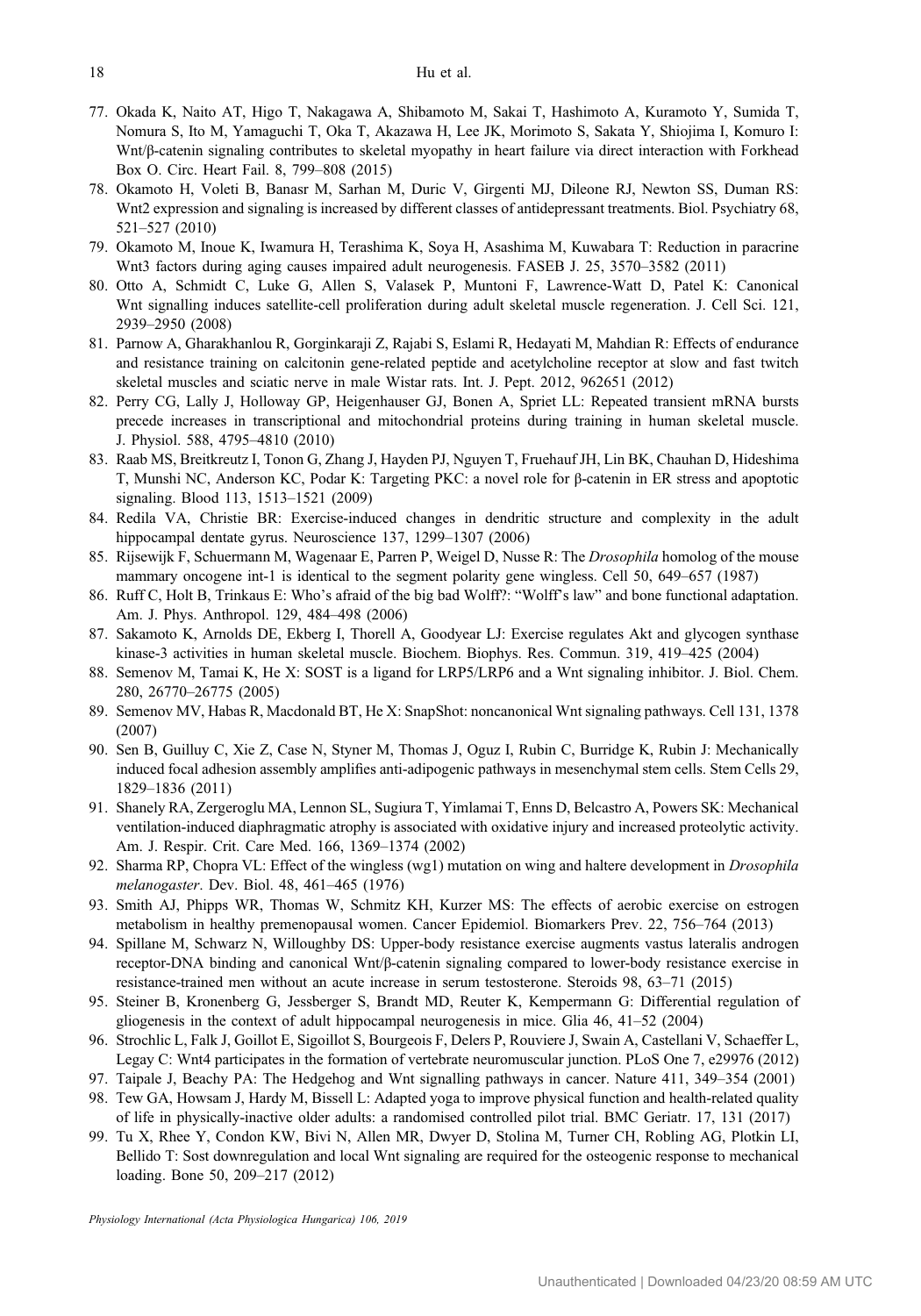77. Okada K, Naito AT, Higo T, Nakagawa A, Shibamoto M, Sakai T, Hashimoto A, Kuramoto Y, Sumida T, Nomura S, Ito M, Yamaguchi T, Oka T, Akazawa H, Lee JK, Morimoto S, Sakata Y, Shiojima I, Komuro I: Wnt/β-catenin signaling contributes to skeletal myopathy in heart failure via direct interaction with Forkhead Box O. Circ. Heart Fail. 8, 799–808 (2015)
78. Okamoto H, Voleti B, Banasr M, Sarhan M, Duric V, Girgenti MJ, Dileone RJ, Newton SS, Duman RS: Wnt2 expression and signaling is increased by different classes of antidepressant treatments. Biol. Psychiatry 68, 521–527 (2010)
79. Okamoto M, Inoue K, Iwamura H, Terashima K, Soya H, Asashima M, Kuwabara T: Reduction in paracrine Wnt3 factors during aging causes impaired adult neurogenesis. FASEB J. 25, 3570–3582 (2011)
80. Otto A, Schmidt C, Luke G, Allen S, Valasek P, Muntoni F, Lawrence-Watt D, Patel K: Canonical Wnt signalling induces satellite-cell proliferation during adult skeletal muscle regeneration. J. Cell Sci. 121, 2939–2950 (2008)
81. Parnow A, Gharakhanlou R, Gorginkaraji Z, Rajabi S, Eslami R, Hedayati M, Mahdian R: Effects of endurance and resistance training on calcitonin gene-related peptide and acetylcholine receptor at slow and fast twitch skeletal muscles and sciatic nerve in male Wistar rats. Int. J. Pept. 2012, 962651 (2012)
82. Perry CG, Lally J, Holloway GP, Heigenhauser GJ, Bonen A, Spriet LL: Repeated transient mRNA bursts precede increases in transcriptional and mitochondrial proteins during training in human skeletal muscle. J. Physiol. 588, 4795–4810 (2010)
83. Raab MS, Breitkreutz I, Tonon G, Zhang J, Hayden PJ, Nguyen T, Fruehauf JH, Lin BK, Chauhan D, Hideshima T, Munshi NC, Anderson KC, Podar K: Targeting PKC: a novel role for β-catenin in ER stress and apoptotic signaling. Blood 113, 1513–1521 (2009)
84. Redila VA, Christie BR: Exercise-induced changes in dendritic structure and complexity in the adult hippocampal dentate gyrus. Neuroscience 137, 1299–1307 (2006)
85. Rijsewijk F, Schuermann M, Wagenaar E, Parren P, Weigel D, Nusse R: The *Drosophila* homolog of the mouse mammary oncogene int-1 is identical to the segment polarity gene wingless. Cell 50, 649–657 (1987)
86. Ruff C, Holt B, Trinkaus E: Who's afraid of the big bad Wolff?: "Wolff's law" and bone functional adaptation. Am. J. Phys. Anthropol. 129, 484–498 (2006)
87. Sakamoto K, Arnolds DE, Ekberg I, Thorell A, Goodyear LJ: Exercise regulates Akt and glycogen synthase kinase-3 activities in human skeletal muscle. Biochem. Biophys. Res. Commun. 319, 419–425 (2004)
88. Semenov M, Tamai K, He X: SOST is a ligand for LRP5/LRP6 and a Wnt signaling inhibitor. J. Biol. Chem. 280, 26770–26775 (2005)
89. Semenov MV, Habas R, Macdonald BT, He X: SnapShot: noncanonical Wnt signaling pathways. Cell 131, 1378 (2007)
90. Sen B, Guilluy C, Xie Z, Case N, Styner M, Thomas J, Oguz I, Rubin C, Burridge K, Rubin J: Mechanically induced focal adhesion assembly amplifies anti-adipogenic pathways in mesenchymal stem cells. Stem Cells 29, 1829–1836 (2011)
91. Shanely RA, Zergeroglu MA, Lennon SL, Sugiura T, Yimlamai T, Enns D, Belcastro A, Powers SK: Mechanical ventilation-induced diaphragmatic atrophy is associated with oxidative injury and increased proteolytic activity. Am. J. Respir. Crit. Care Med. 166, 1369–1374 (2002)
92. Sharma RP, Chopra VL: Effect of the wingless (wg1) mutation on wing and haltere development in *Drosophila melanogaster*. Dev. Biol. 48, 461–465 (1976)
93. Smith AJ, Phipps WR, Thomas W, Schmitz KH, Kurzer MS: The effects of aerobic exercise on estrogen metabolism in healthy premenopausal women. Cancer Epidemiol. Biomarkers Prev. 22, 756–764 (2013)
94. Spillane M, Schwarz N, Willoughby DS: Upper-body resistance exercise augments vastus lateralis androgen receptor-DNA binding and canonical Wnt/β-catenin signaling compared to lower-body resistance exercise in resistance-trained men without an acute increase in serum testosterone. Steroids 98, 63–71 (2015)
95. Steiner B, Kronenberg G, Jessberger S, Brandt MD, Reuter K, Kempermann G: Differential regulation of gliogenesis in the context of adult hippocampal neurogenesis in mice. Glia 46, 41–52 (2004)
96. Strochlic L, Falk J, Goillot E, Sigoillot S, Bourgeois F, Delers P, Rouviere J, Swain A, Castellani V, Schaeffer L, Legay C: Wnt4 participates in the formation of vertebrate neuromuscular junction. PLoS One 7, e29976 (2012)
97. Taipale J, Beachy PA: The Hedgehog and Wnt signalling pathways in cancer. Nature 411, 349–354 (2001)
98. Tew GA, Howsam J, Hardy M, Bissell L: Adapted yoga to improve physical function and health-related quality of life in physically-inactive older adults: a randomised controlled pilot trial. BMC Geriatr. 17, 131 (2017)
99. Tu X, Rhee Y, Condon KW, Bivi N, Allen MR, Dwyer D, Stolina M, Turner CH, Robling AG, Plotkin LI, Bellido T: Sost downregulation and local Wnt signaling are required for the osteogenic response to mechanical loading. Bone 50, 209–217 (2012)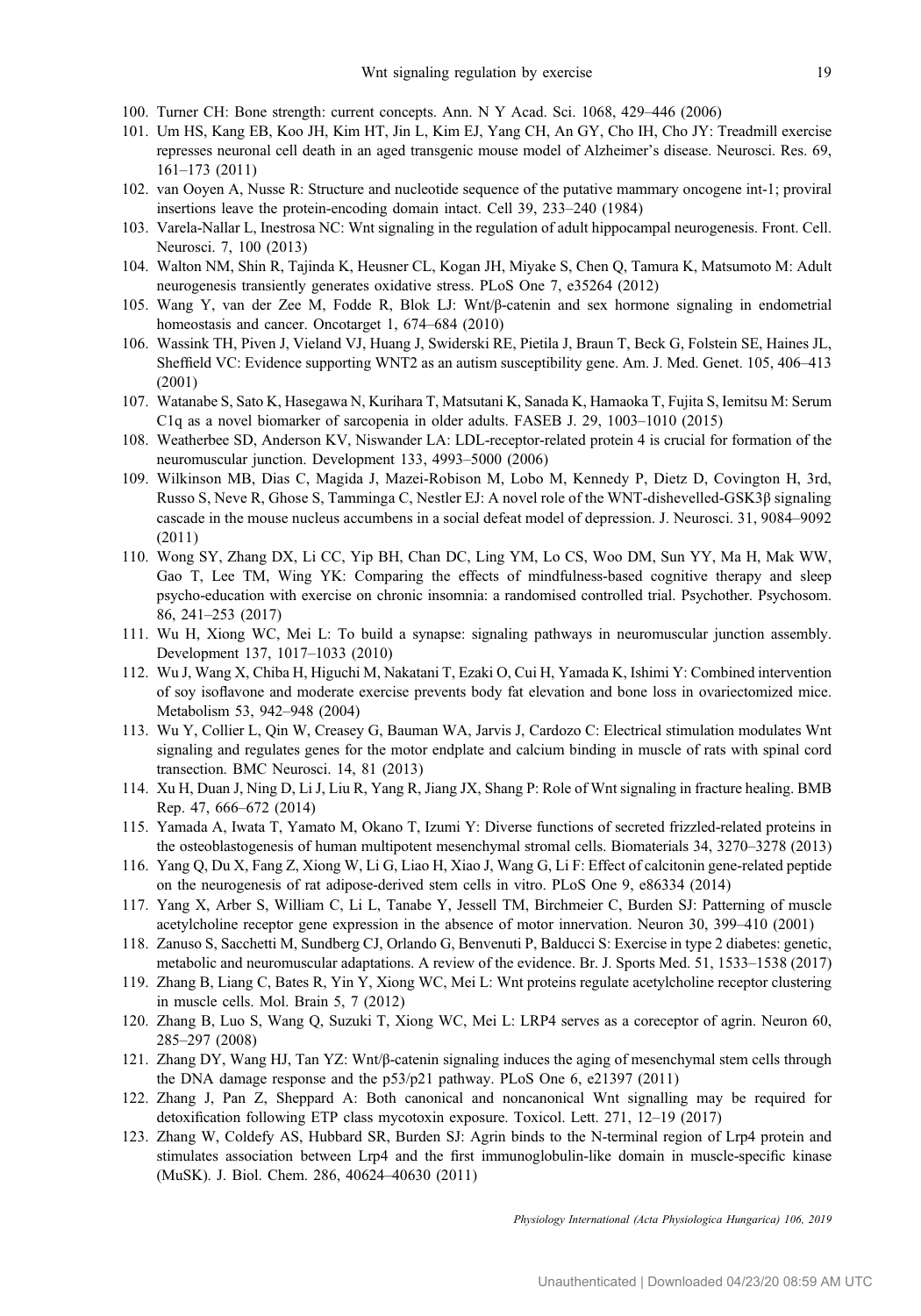100. Turner CH: Bone strength: current concepts. Ann. N Y Acad. Sci. 1068, 429–446 (2006)
101. Um HS, Kang EB, Koo JH, Kim HT, Jin L, Kim EJ, Yang CH, An GY, Cho IH, Cho JY: Treadmill exercise represses neuronal cell death in an aged transgenic mouse model of Alzheimer's disease. Neurosci. Res. 69, 161–173 (2011)
102. van Ooyen A, Nusse R: Structure and nucleotide sequence of the putative mammary oncogene int-1; proviral insertions leave the protein-encoding domain intact. Cell 39, 233–240 (1984)
103. Varela-Nallar L, Inestrosa NC: Wnt signaling in the regulation of adult hippocampal neurogenesis. Front. Cell. Neurosci. 7, 100 (2013)
104. Walton NM, Shin R, Tajinda K, Heusner CL, Kogan JH, Miyake S, Chen Q, Tamura K, Matsumoto M: Adult neurogenesis transiently generates oxidative stress. PLoS One 7, e35264 (2012)
105. Wang Y, van der Zee M, Fodde R, Blok LJ: Wnt/β-catenin and sex hormone signaling in endometrial homeostasis and cancer. Oncotarget 1, 674–684 (2010)
106. Wassink TH, Piven J, Vieland VJ, Huang J, Swiderski RE, Pietila J, Braun T, Beck G, Folstein SE, Haines JL, Sheffield VC: Evidence supporting WNT2 as an autism susceptibility gene. Am. J. Med. Genet. 105, 406–413 (2001)
107. Watanabe S, Sato K, Hasegawa N, Kurihara T, Matsutani K, Sanada K, Hamaoka T, Fujita S, Iemitsu M: Serum C1q as a novel biomarker of sarcopenia in older adults. FASEB J. 29, 1003–1010 (2015)
108. Weatherbee SD, Anderson KV, Niswander LA: LDL-receptor-related protein 4 is crucial for formation of the neuromuscular junction. Development 133, 4993–5000 (2006)
109. Wilkinson MB, Dias C, Magida J, Mazei-Robison M, Lobo M, Kennedy P, Dietz D, Covington H, 3rd, Russo S, Neve R, Ghose S, Tamminga C, Nestler EJ: A novel role of the WNT-dishevelled-GSK3β signaling cascade in the mouse nucleus accumbens in a social defeat model of depression. J. Neurosci. 31, 9084–9092 (2011)
110. Wong SY, Zhang DX, Li CC, Yip BH, Chan DC, Ling YM, Lo CS, Woo DM, Sun YY, Ma H, Mak WW, Gao T, Lee TM, Wing YK: Comparing the effects of mindfulness-based cognitive therapy and sleep psycho-education with exercise on chronic insomnia: a randomised controlled trial. Psychother. Psychosom. 86, 241–253 (2017)
111. Wu H, Xiong WC, Mei L: To build a synapse: signaling pathways in neuromuscular junction assembly. Development 137, 1017–1033 (2010)
112. Wu J, Wang X, Chiba H, Higuchi M, Nakatani T, Ezaki O, Cui H, Yamada K, Ishimi Y: Combined intervention of soy isoflavone and moderate exercise prevents body fat elevation and bone loss in ovariectomized mice. Metabolism 53, 942–948 (2004)
113. Wu Y, Collier L, Qin W, Creasey G, Bauman WA, Jarvis J, Cardozo C: Electrical stimulation modulates Wnt signaling and regulates genes for the motor endplate and calcium binding in muscle of rats with spinal cord transection. BMC Neurosci. 14, 81 (2013)
114. Xu H, Duan J, Ning D, Li J, Liu R, Yang R, Jiang JX, Shang P: Role of Wnt signaling in fracture healing. BMB Rep. 47, 666–672 (2014)
115. Yamada A, Iwata T, Yamato M, Okano T, Izumi Y: Diverse functions of secreted frizzled-related proteins in the osteoblastogenesis of human multipotent mesenchymal stromal cells. Biomaterials 34, 3270–3278 (2013)
116. Yang Q, Du X, Fang Z, Xiong W, Li G, Liao H, Xiao J, Wang G, Li F: Effect of calcitonin gene-related peptide on the neurogenesis of rat adipose-derived stem cells in vitro. PLoS One 9, e86334 (2014)
117. Yang X, Arber S, William C, Li L, Tanabe Y, Jessell TM, Birchmeier C, Burden SJ: Patterning of muscle acetylcholine receptor gene expression in the absence of motor innervation. Neuron 30, 399–410 (2001)
118. Zanuso S, Sacchetti M, Sundberg CJ, Orlando G, Benvenuti P, Balducci S: Exercise in type 2 diabetes: genetic, metabolic and neuromuscular adaptations. A review of the evidence. Br. J. Sports Med. 51, 1533–1538 (2017)
119. Zhang B, Liang C, Bates R, Yin Y, Xiong WC, Mei L: Wnt proteins regulate acetylcholine receptor clustering in muscle cells. Mol. Brain 5, 7 (2012)
120. Zhang B, Luo S, Wang Q, Suzuki T, Xiong WC, Mei L: LRP4 serves as a coreceptor of agrin. Neuron 60, 285–297 (2008)
121. Zhang DY, Wang HJ, Tan YZ: Wnt/β-catenin signaling induces the aging of mesenchymal stem cells through the DNA damage response and the p53/p21 pathway. PLoS One 6, e21397 (2011)
122. Zhang J, Pan Z, Sheppard A: Both canonical and noncanonical Wnt signalling may be required for detoxification following ETP class mycotoxin exposure. Toxicol. Lett. 271, 12–19 (2017)
123. Zhang W, Coldefy AS, Hubbard SR, Burden SJ: Agrin binds to the N-terminal region of Lrp4 protein and stimulates association between Lrp4 and the first immunoglobulin-like domain in muscle-specific kinase (MuSK). J. Biol. Chem. 286, 40624–40630 (2011)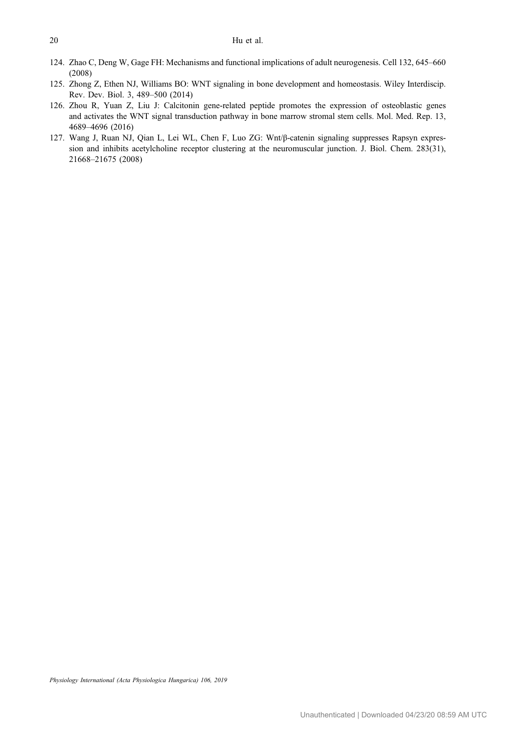124. Zhao C, Deng W, Gage FH: Mechanisms and functional implications of adult neurogenesis. Cell 132, 645–660 (2008)
125. Zhong Z, Ethen NJ, Williams BO: WNT signaling in bone development and homeostasis. Wiley Interdiscip. Rev. Dev. Biol. 3, 489–500 (2014)
126. Zhou R, Yuan Z, Liu J: Calcitonin gene-related peptide promotes the expression of osteoblastic genes and activates the WNT signal transduction pathway in bone marrow stromal stem cells. Mol. Med. Rep. 13, 4689–4696 (2016)
127. Wang J, Ruan NJ, Qian L, Lei WL, Chen F, Luo ZG: Wnt/β-catenin signaling suppresses Rapsyn expression and inhibits acetylcholine receptor clustering at the neuromuscular junction. J. Biol. Chem. 283(31), 21668–21675 (2008)